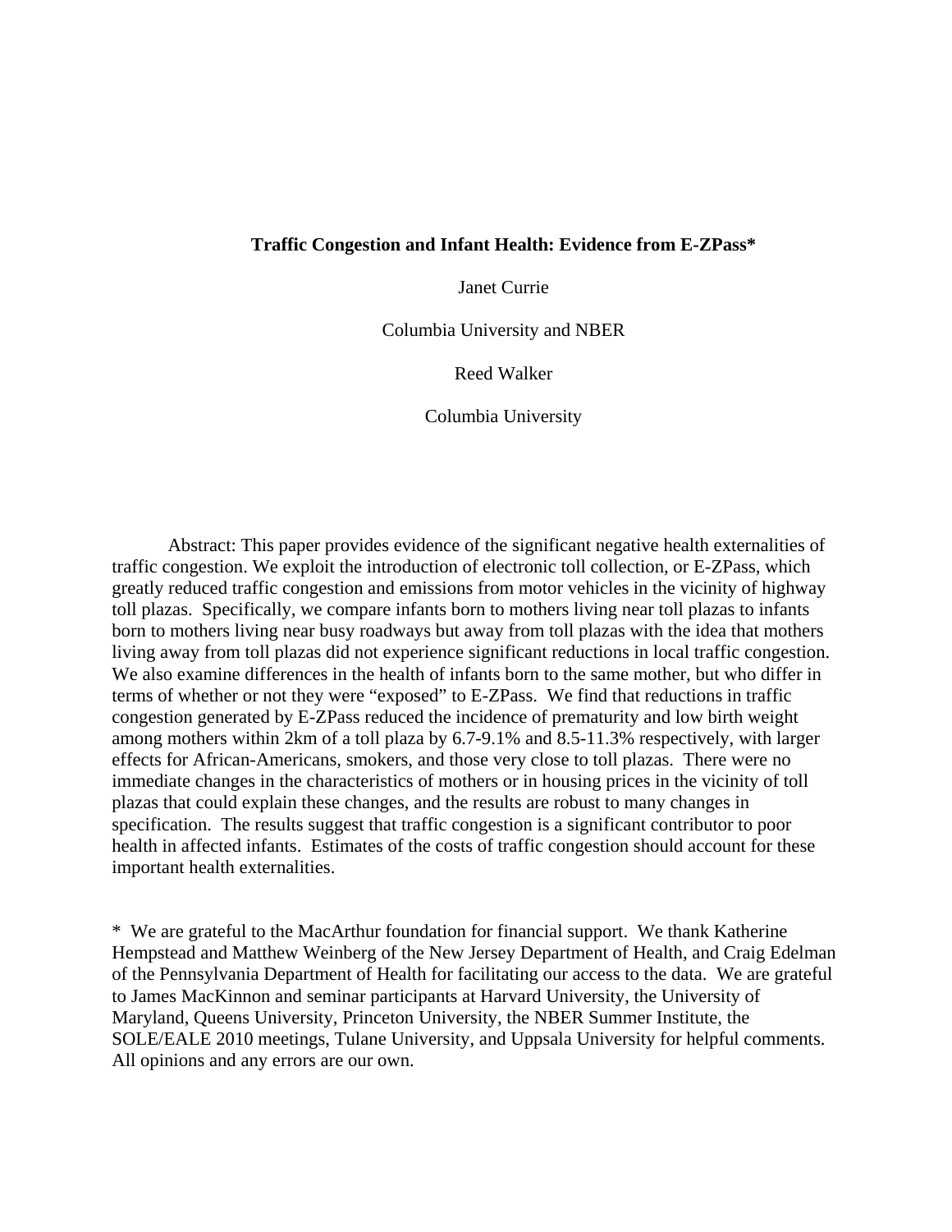# Traffic Congestion and Infant Health: Evidence from E-ZPass*

Janet Currie

Columbia University and NBER

Reed Walker

Columbia University

Abstract: This paper provides evidence of the significant negative health externalities of traffic congestion. We exploit the introduction of electronic toll collection, or E-ZPass, which greatly reduced traffic congestion and emissions from motor vehicles in the vicinity of highway toll plazas. Specifically, we compare infants born to mothers living near toll plazas to infants born to mothers living near busy roadways but away from toll plazas with the idea that mothers living away from toll plazas did not experience significant reductions in local traffic congestion. We also examine differences in the health of infants born to the same mother, but who differ in terms of whether or not they were "exposed" to E-ZPass. We find that reductions in traffic congestion generated by E-ZPass reduced the incidence of prematurity and low birth weight among mothers within 2km of a toll plaza by 6.7-9.1% and 8.5-11.3% respectively, with larger effects for African-Americans, smokers, and those very close to toll plazas. There were no immediate changes in the characteristics of mothers or in housing prices in the vicinity of toll plazas that could explain these changes, and the results are robust to many changes in specification. The results suggest that traffic congestion is a significant contributor to poor health in affected infants. Estimates of the costs of traffic congestion should account for these important health externalities.

\* We are grateful to the MacArthur foundation for financial support. We thank Katherine Hempstead and Matthew Weinberg of the New Jersey Department of Health, and Craig Edelman of the Pennsylvania Department of Health for facilitating our access to the data. We are grateful to James MacKinnon and seminar participants at Harvard University, the University of Maryland, Queens University, Princeton University, the NBER Summer Institute, the SOLE/EALE 2010 meetings, Tulane University, and Uppsala University for helpful comments. All opinions and any errors are our own.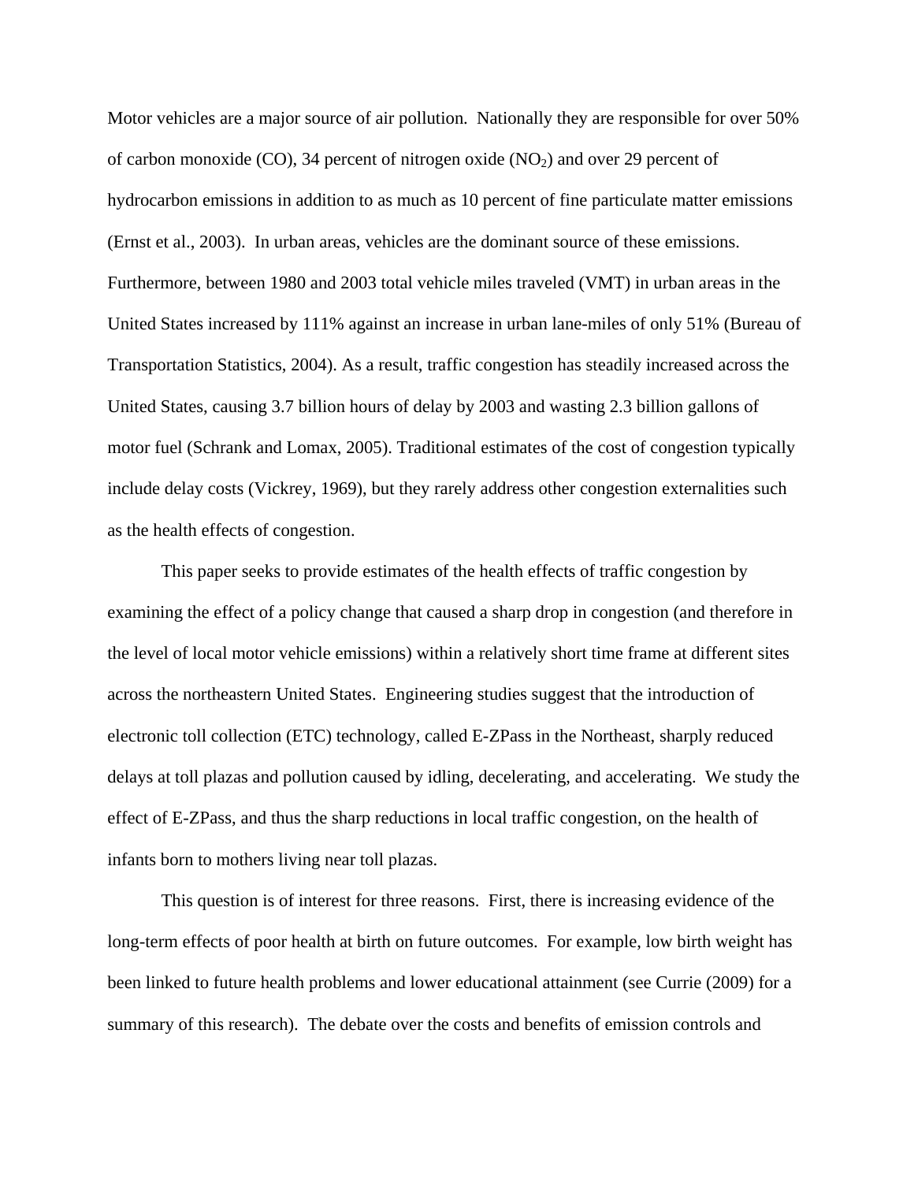Motor vehicles are a major source of air pollution. Nationally they are responsible for over 50% of carbon monoxide (CO), 34 percent of nitrogen oxide ($NO_2$) and over 29 percent of hydrocarbon emissions in addition to as much as 10 percent of fine particulate matter emissions (Ernst et al., 2003). In urban areas, vehicles are the dominant source of these emissions. Furthermore, between 1980 and 2003 total vehicle miles traveled (VMT) in urban areas in the United States increased by 111% against an increase in urban lane-miles of only 51% (Bureau of Transportation Statistics, 2004). As a result, traffic congestion has steadily increased across the United States, causing 3.7 billion hours of delay by 2003 and wasting 2.3 billion gallons of motor fuel (Schrank and Lomax, 2005). Traditional estimates of the cost of congestion typically include delay costs (Vickrey, 1969), but they rarely address other congestion externalities such as the health effects of congestion.

This paper seeks to provide estimates of the health effects of traffic congestion by examining the effect of a policy change that caused a sharp drop in congestion (and therefore in the level of local motor vehicle emissions) within a relatively short time frame at different sites across the northeastern United States. Engineering studies suggest that the introduction of electronic toll collection (ETC) technology, called E-ZPass in the Northeast, sharply reduced delays at toll plazas and pollution caused by idling, decelerating, and accelerating. We study the effect of E-ZPass, and thus the sharp reductions in local traffic congestion, on the health of infants born to mothers living near toll plazas.

This question is of interest for three reasons. First, there is increasing evidence of the long-term effects of poor health at birth on future outcomes. For example, low birth weight has been linked to future health problems and lower educational attainment (see Currie (2009) for a summary of this research). The debate over the costs and benefits of emission controls and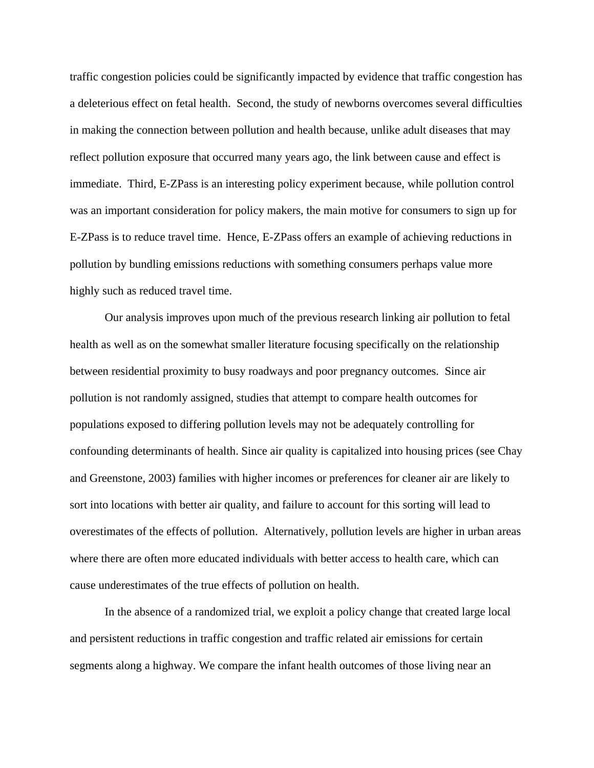traffic congestion policies could be significantly impacted by evidence that traffic congestion has a deleterious effect on fetal health. Second, the study of newborns overcomes several difficulties in making the connection between pollution and health because, unlike adult diseases that may reflect pollution exposure that occurred many years ago, the link between cause and effect is immediate. Third, E-ZPass is an interesting policy experiment because, while pollution control was an important consideration for policy makers, the main motive for consumers to sign up for E-ZPass is to reduce travel time. Hence, E-ZPass offers an example of achieving reductions in pollution by bundling emissions reductions with something consumers perhaps value more highly such as reduced travel time.

Our analysis improves upon much of the previous research linking air pollution to fetal health as well as on the somewhat smaller literature focusing specifically on the relationship between residential proximity to busy roadways and poor pregnancy outcomes. Since air pollution is not randomly assigned, studies that attempt to compare health outcomes for populations exposed to differing pollution levels may not be adequately controlling for confounding determinants of health. Since air quality is capitalized into housing prices (see Chay and Greenstone, 2003) families with higher incomes or preferences for cleaner air are likely to sort into locations with better air quality, and failure to account for this sorting will lead to overestimates of the effects of pollution. Alternatively, pollution levels are higher in urban areas where there are often more educated individuals with better access to health care, which can cause underestimates of the true effects of pollution on health.

In the absence of a randomized trial, we exploit a policy change that created large local and persistent reductions in traffic congestion and traffic related air emissions for certain segments along a highway. We compare the infant health outcomes of those living near an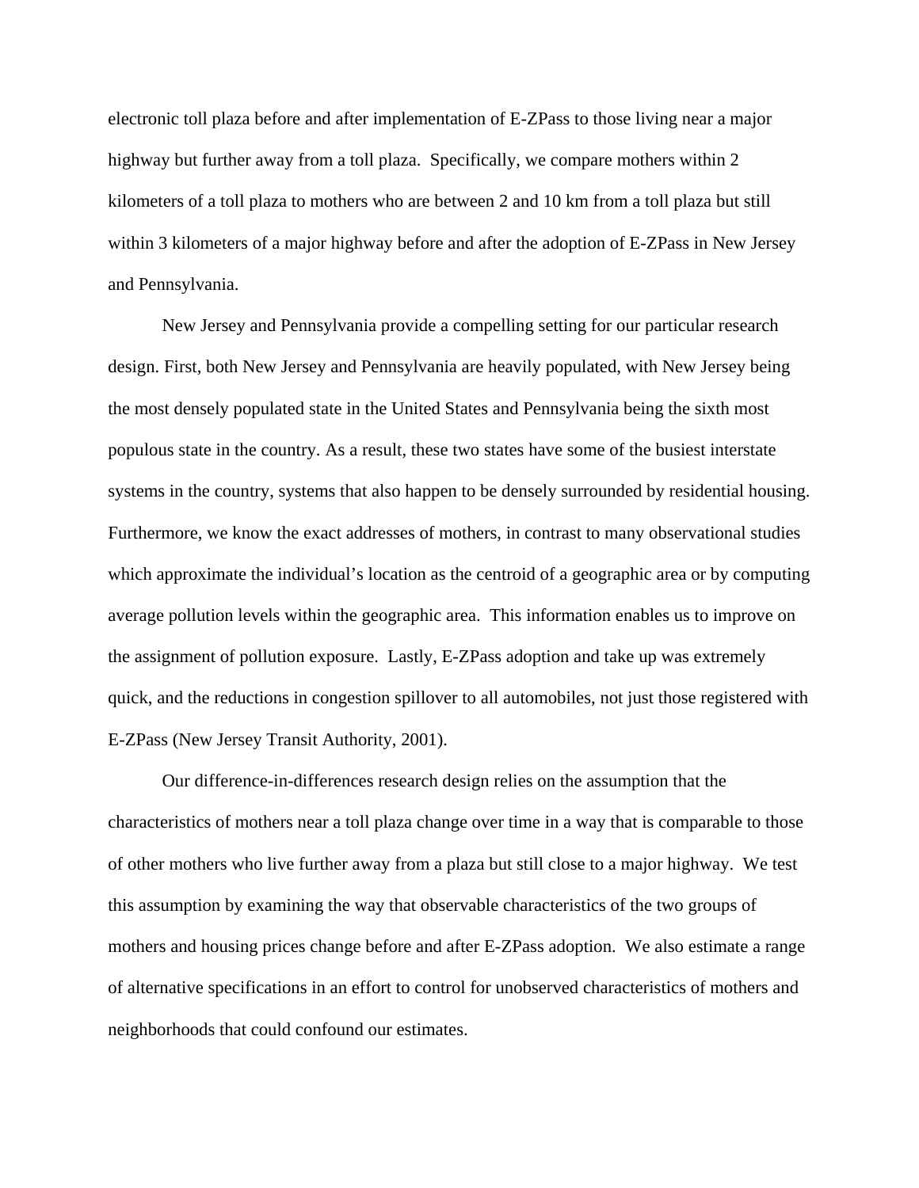electronic toll plaza before and after implementation of E-ZPass to those living near a major highway but further away from a toll plaza. Specifically, we compare mothers within 2 kilometers of a toll plaza to mothers who are between 2 and 10 km from a toll plaza but still within 3 kilometers of a major highway before and after the adoption of E-ZPass in New Jersey and Pennsylvania.

New Jersey and Pennsylvania provide a compelling setting for our particular research design. First, both New Jersey and Pennsylvania are heavily populated, with New Jersey being the most densely populated state in the United States and Pennsylvania being the sixth most populous state in the country. As a result, these two states have some of the busiest interstate systems in the country, systems that also happen to be densely surrounded by residential housing. Furthermore, we know the exact addresses of mothers, in contrast to many observational studies which approximate the individual's location as the centroid of a geographic area or by computing average pollution levels within the geographic area. This information enables us to improve on the assignment of pollution exposure. Lastly, E-ZPass adoption and take up was extremely quick, and the reductions in congestion spillover to all automobiles, not just those registered with E-ZPass (New Jersey Transit Authority, 2001).

Our difference-in-differences research design relies on the assumption that the characteristics of mothers near a toll plaza change over time in a way that is comparable to those of other mothers who live further away from a plaza but still close to a major highway. We test this assumption by examining the way that observable characteristics of the two groups of mothers and housing prices change before and after E-ZPass adoption. We also estimate a range of alternative specifications in an effort to control for unobserved characteristics of mothers and neighborhoods that could confound our estimates.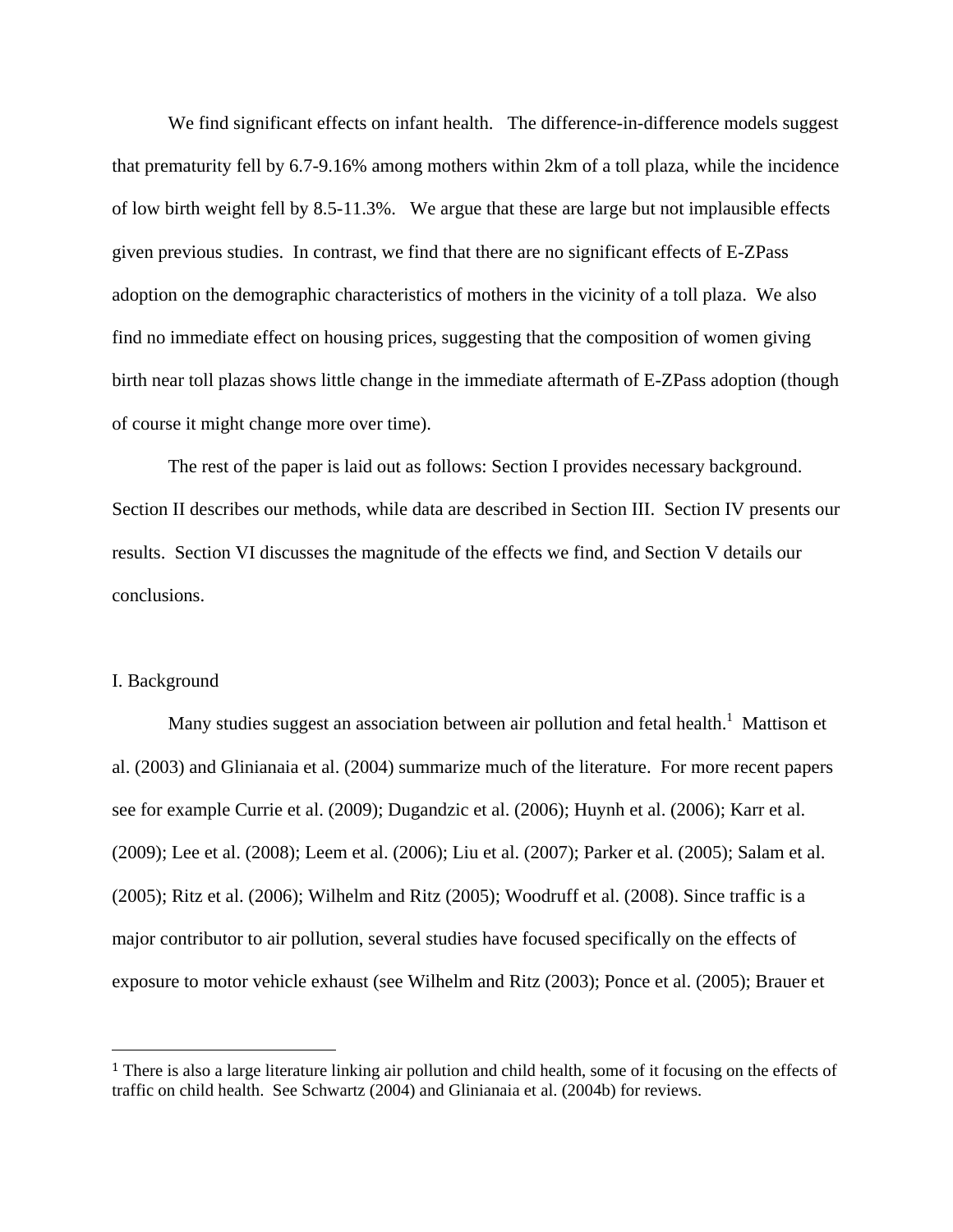We find significant effects on infant health. The difference-in-difference models suggest that prematurity fell by 6.7-9.16% among mothers within 2km of a toll plaza, while the incidence of low birth weight fell by 8.5-11.3%. We argue that these are large but not implausible effects given previous studies. In contrast, we find that there are no significant effects of E-ZPass adoption on the demographic characteristics of mothers in the vicinity of a toll plaza. We also find no immediate effect on housing prices, suggesting that the composition of women giving birth near toll plazas shows little change in the immediate aftermath of E-ZPass adoption (though of course it might change more over time).

The rest of the paper is laid out as follows: Section I provides necessary background. Section II describes our methods, while data are described in Section III. Section IV presents our results. Section VI discusses the magnitude of the effects we find, and Section V details our conclusions.

## I. Background

Many studies suggest an association between air pollution and fetal health.[1] Mattison et al. (2003) and Glinianaia et al. (2004) summarize much of the literature. For more recent papers see for example Currie et al. (2009); Dugandzic et al. (2006); Huynh et al. (2006); Karr et al. (2009); Lee et al. (2008); Leem et al. (2006); Liu et al. (2007); Parker et al. (2005); Salam et al. (2005); Ritz et al. (2006); Wilhelm and Ritz (2005); Woodruff et al. (2008). Since traffic is a major contributor to air pollution, several studies have focused specifically on the effects of exposure to motor vehicle exhaust (see Wilhelm and Ritz (2003); Ponce et al. (2005); Brauer et

[1] There is also a large literature linking air pollution and child health, some of it focusing on the effects of traffic on child health. See Schwartz (2004) and Glinianaia et al. (2004b) for reviews.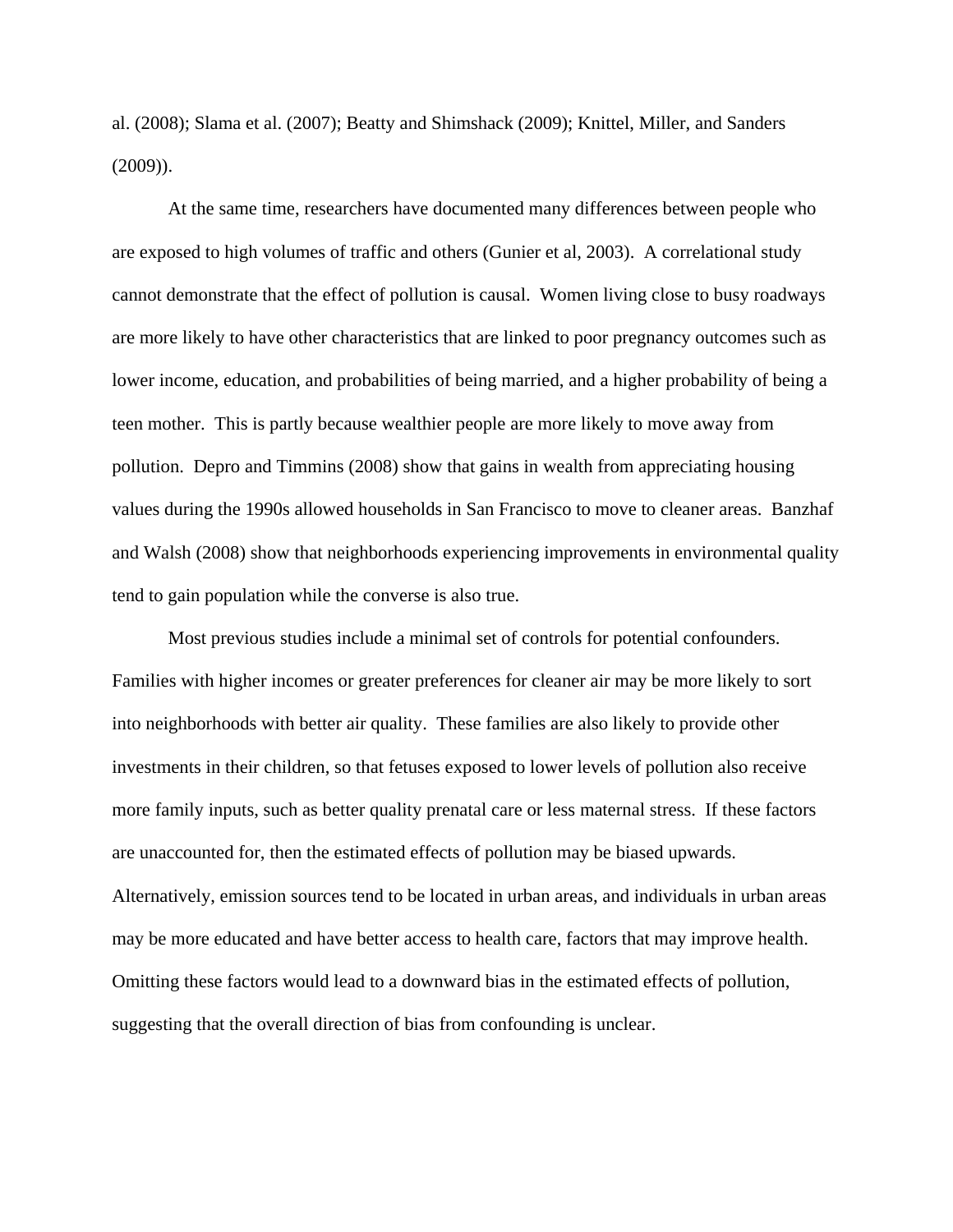al. (2008); Slama et al. (2007); Beatty and Shimshack (2009); Knittel, Miller, and Sanders (2009)).

At the same time, researchers have documented many differences between people who are exposed to high volumes of traffic and others (Gunier et al, 2003). A correlational study cannot demonstrate that the effect of pollution is causal. Women living close to busy roadways are more likely to have other characteristics that are linked to poor pregnancy outcomes such as lower income, education, and probabilities of being married, and a higher probability of being a teen mother. This is partly because wealthier people are more likely to move away from pollution. Depro and Timmins (2008) show that gains in wealth from appreciating housing values during the 1990s allowed households in San Francisco to move to cleaner areas. Banzhaf and Walsh (2008) show that neighborhoods experiencing improvements in environmental quality tend to gain population while the converse is also true.

Most previous studies include a minimal set of controls for potential confounders. Families with higher incomes or greater preferences for cleaner air may be more likely to sort into neighborhoods with better air quality. These families are also likely to provide other investments in their children, so that fetuses exposed to lower levels of pollution also receive more family inputs, such as better quality prenatal care or less maternal stress. If these factors are unaccounted for, then the estimated effects of pollution may be biased upwards. Alternatively, emission sources tend to be located in urban areas, and individuals in urban areas may be more educated and have better access to health care, factors that may improve health. Omitting these factors would lead to a downward bias in the estimated effects of pollution, suggesting that the overall direction of bias from confounding is unclear.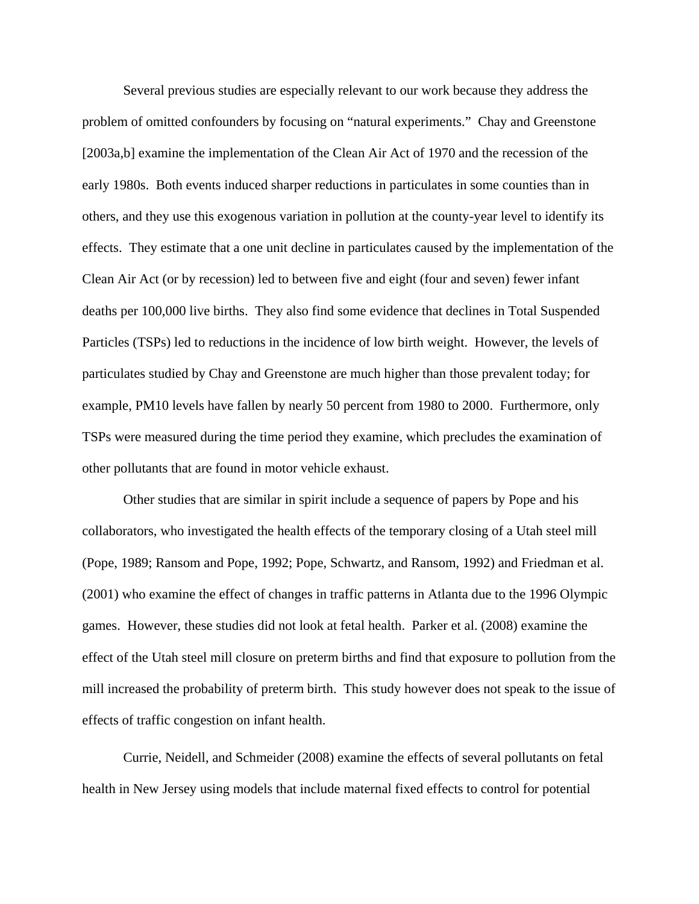Several previous studies are especially relevant to our work because they address the problem of omitted confounders by focusing on "natural experiments." Chay and Greenstone [2003a,b] examine the implementation of the Clean Air Act of 1970 and the recession of the early 1980s. Both events induced sharper reductions in particulates in some counties than in others, and they use this exogenous variation in pollution at the county-year level to identify its effects. They estimate that a one unit decline in particulates caused by the implementation of the Clean Air Act (or by recession) led to between five and eight (four and seven) fewer infant deaths per 100,000 live births. They also find some evidence that declines in Total Suspended Particles (TSPs) led to reductions in the incidence of low birth weight. However, the levels of particulates studied by Chay and Greenstone are much higher than those prevalent today; for example, PM10 levels have fallen by nearly 50 percent from 1980 to 2000. Furthermore, only TSPs were measured during the time period they examine, which precludes the examination of other pollutants that are found in motor vehicle exhaust.

Other studies that are similar in spirit include a sequence of papers by Pope and his collaborators, who investigated the health effects of the temporary closing of a Utah steel mill (Pope, 1989; Ransom and Pope, 1992; Pope, Schwartz, and Ransom, 1992) and Friedman et al. (2001) who examine the effect of changes in traffic patterns in Atlanta due to the 1996 Olympic games. However, these studies did not look at fetal health. Parker et al. (2008) examine the effect of the Utah steel mill closure on preterm births and find that exposure to pollution from the mill increased the probability of preterm birth. This study however does not speak to the issue of effects of traffic congestion on infant health.

Currie, Neidell, and Schmeider (2008) examine the effects of several pollutants on fetal health in New Jersey using models that include maternal fixed effects to control for potential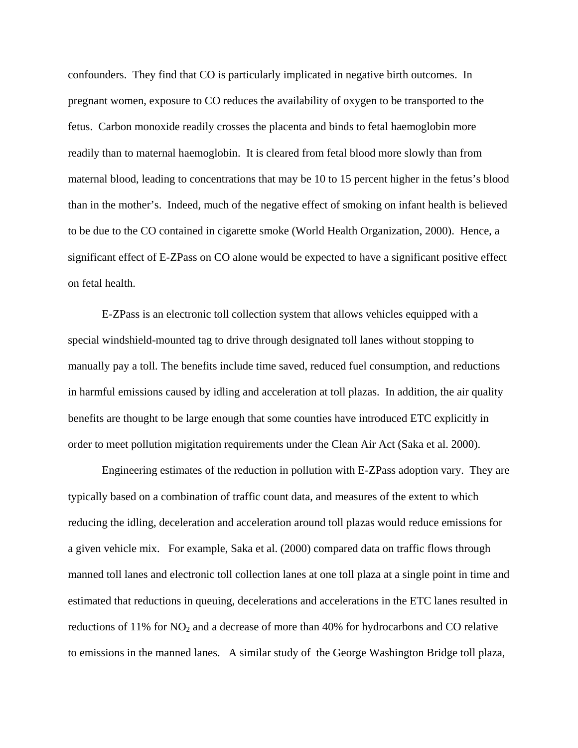confounders. They find that CO is particularly implicated in negative birth outcomes. In pregnant women, exposure to CO reduces the availability of oxygen to be transported to the fetus. Carbon monoxide readily crosses the placenta and binds to fetal haemoglobin more readily than to maternal haemoglobin. It is cleared from fetal blood more slowly than from maternal blood, leading to concentrations that may be 10 to 15 percent higher in the fetus's blood than in the mother's. Indeed, much of the negative effect of smoking on infant health is believed to be due to the CO contained in cigarette smoke (World Health Organization, 2000). Hence, a significant effect of E-ZPass on CO alone would be expected to have a significant positive effect on fetal health.

E-ZPass is an electronic toll collection system that allows vehicles equipped with a special windshield-mounted tag to drive through designated toll lanes without stopping to manually pay a toll. The benefits include time saved, reduced fuel consumption, and reductions in harmful emissions caused by idling and acceleration at toll plazas. In addition, the air quality benefits are thought to be large enough that some counties have introduced ETC explicitly in order to meet pollution migitation requirements under the Clean Air Act (Saka et al. 2000).

Engineering estimates of the reduction in pollution with E-ZPass adoption vary. They are typically based on a combination of traffic count data, and measures of the extent to which reducing the idling, deceleration and acceleration around toll plazas would reduce emissions for a given vehicle mix. For example, Saka et al. (2000) compared data on traffic flows through manned toll lanes and electronic toll collection lanes at one toll plaza at a single point in time and estimated that reductions in queuing, decelerations and accelerations in the ETC lanes resulted in reductions of 11% for $NO_2$ and a decrease of more than 40% for hydrocarbons and CO relative to emissions in the manned lanes. A similar study of the George Washington Bridge toll plaza,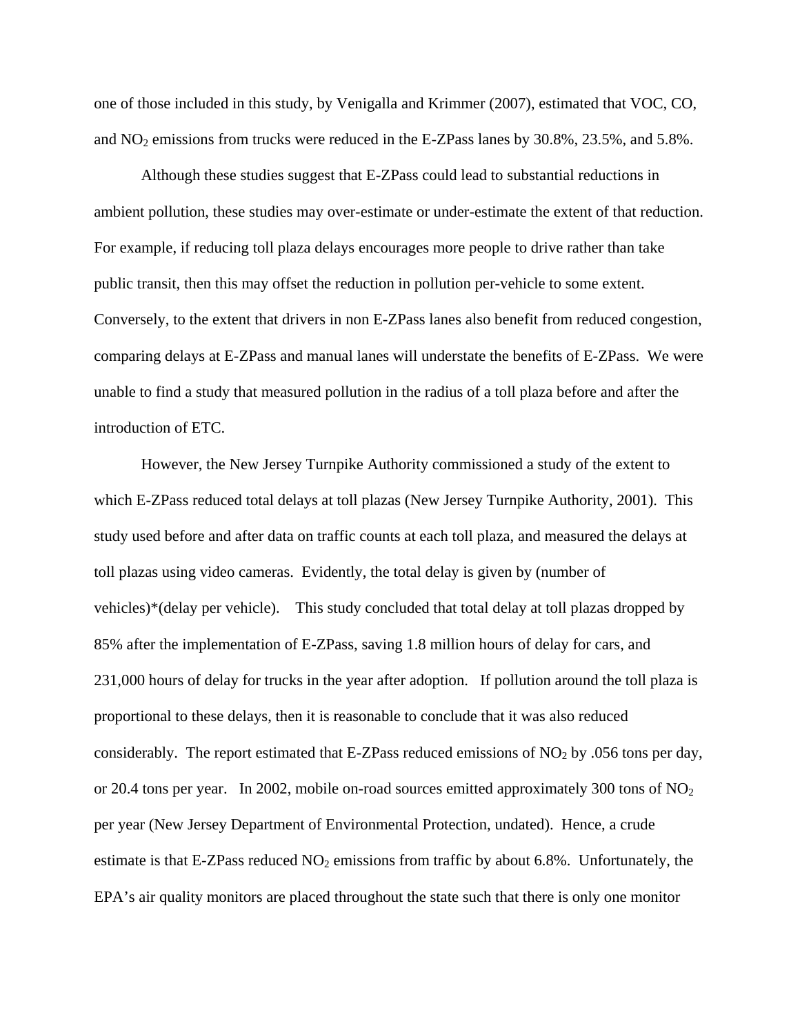one of those included in this study, by Venigalla and Krimmer (2007), estimated that VOC, CO, and $NO_2$ emissions from trucks were reduced in the E-ZPass lanes by 30.8%, 23.5%, and 5.8%.

Although these studies suggest that E-ZPass could lead to substantial reductions in ambient pollution, these studies may over-estimate or under-estimate the extent of that reduction. For example, if reducing toll plaza delays encourages more people to drive rather than take public transit, then this may offset the reduction in pollution per-vehicle to some extent. Conversely, to the extent that drivers in non E-ZPass lanes also benefit from reduced congestion, comparing delays at E-ZPass and manual lanes will understate the benefits of E-ZPass. We were unable to find a study that measured pollution in the radius of a toll plaza before and after the introduction of ETC.

However, the New Jersey Turnpike Authority commissioned a study of the extent to which E-ZPass reduced total delays at toll plazas (New Jersey Turnpike Authority, 2001). This study used before and after data on traffic counts at each toll plaza, and measured the delays at toll plazas using video cameras. Evidently, the total delay is given by (number of vehicles)*(delay per vehicle). This study concluded that total delay at toll plazas dropped by 85% after the implementation of E-ZPass, saving 1.8 million hours of delay for cars, and 231,000 hours of delay for trucks in the year after adoption. If pollution around the toll plaza is proportional to these delays, then it is reasonable to conclude that it was also reduced considerably. The report estimated that E-ZPass reduced emissions of $NO_2$ by .056 tons per day, or 20.4 tons per year. In 2002, mobile on-road sources emitted approximately 300 tons of $NO_2$ per year (New Jersey Department of Environmental Protection, undated). Hence, a crude estimate is that E-ZPass reduced $NO_2$ emissions from traffic by about 6.8%. Unfortunately, the EPA's air quality monitors are placed throughout the state such that there is only one monitor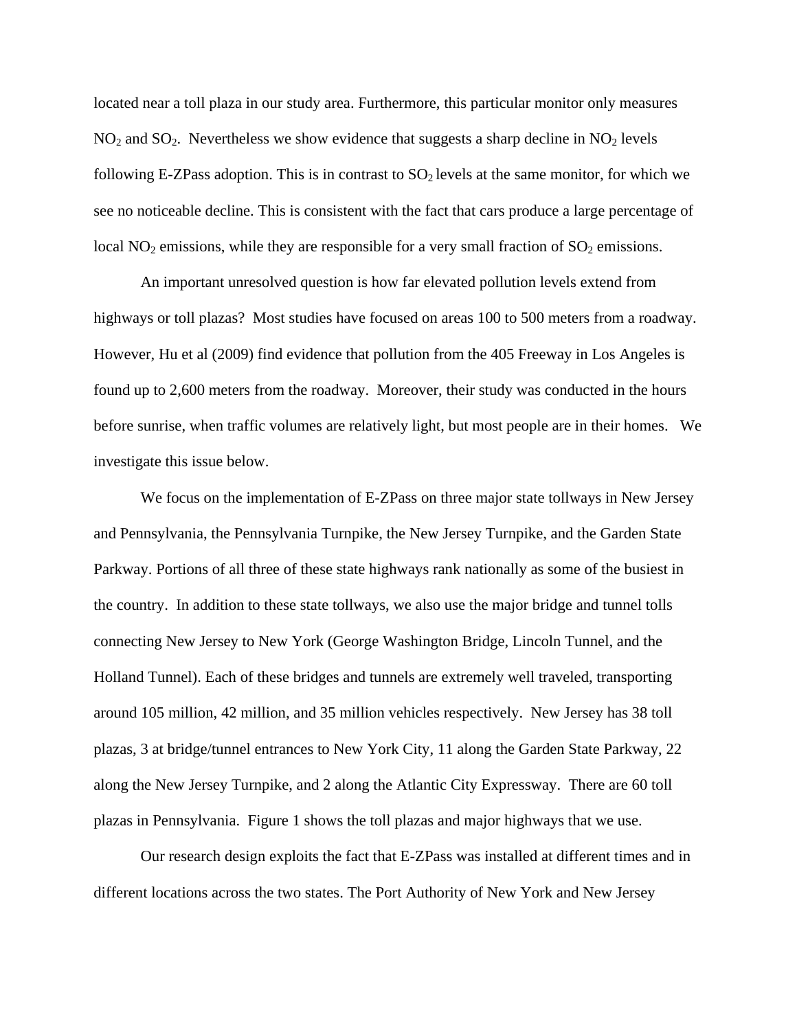located near a toll plaza in our study area. Furthermore, this particular monitor only measures $NO_2$ and $SO_2$. Nevertheless we show evidence that suggests a sharp decline in $NO_2$ levels following E-ZPass adoption. This is in contrast to $SO_2$ levels at the same monitor, for which we see no noticeable decline. This is consistent with the fact that cars produce a large percentage of local $NO_2$ emissions, while they are responsible for a very small fraction of $SO_2$ emissions.

An important unresolved question is how far elevated pollution levels extend from highways or toll plazas? Most studies have focused on areas 100 to 500 meters from a roadway. However, Hu et al (2009) find evidence that pollution from the 405 Freeway in Los Angeles is found up to 2,600 meters from the roadway. Moreover, their study was conducted in the hours before sunrise, when traffic volumes are relatively light, but most people are in their homes. We investigate this issue below.

We focus on the implementation of E-ZPass on three major state tollways in New Jersey and Pennsylvania, the Pennsylvania Turnpike, the New Jersey Turnpike, and the Garden State Parkway. Portions of all three of these state highways rank nationally as some of the busiest in the country. In addition to these state tollways, we also use the major bridge and tunnel tolls connecting New Jersey to New York (George Washington Bridge, Lincoln Tunnel, and the Holland Tunnel). Each of these bridges and tunnels are extremely well traveled, transporting around 105 million, 42 million, and 35 million vehicles respectively. New Jersey has 38 toll plazas, 3 at bridge/tunnel entrances to New York City, 11 along the Garden State Parkway, 22 along the New Jersey Turnpike, and 2 along the Atlantic City Expressway. There are 60 toll plazas in Pennsylvania. Figure 1 shows the toll plazas and major highways that we use.

Our research design exploits the fact that E-ZPass was installed at different times and in different locations across the two states. The Port Authority of New York and New Jersey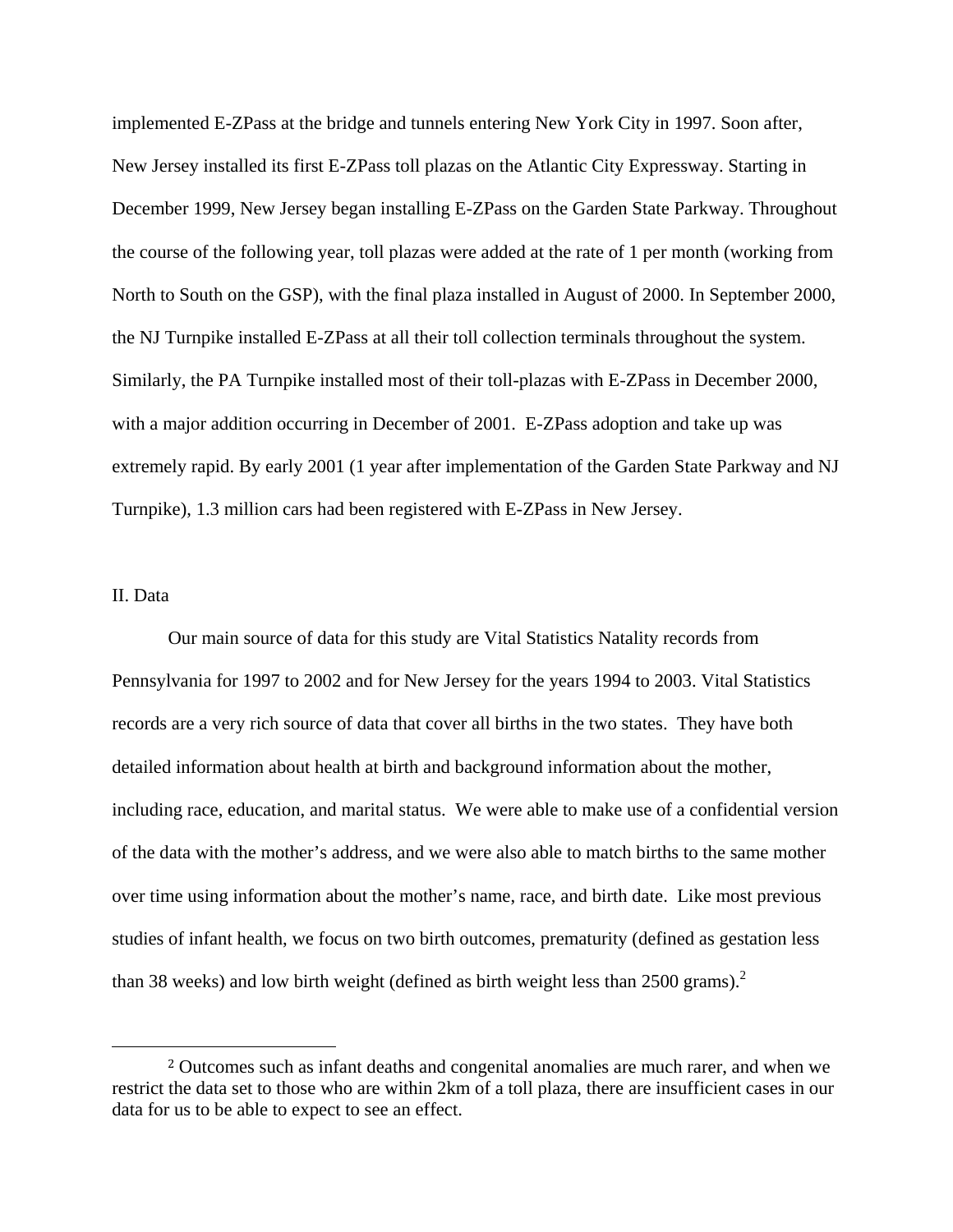implemented E-ZPass at the bridge and tunnels entering New York City in 1997. Soon after, New Jersey installed its first E-ZPass toll plazas on the Atlantic City Expressway. Starting in December 1999, New Jersey began installing E-ZPass on the Garden State Parkway. Throughout the course of the following year, toll plazas were added at the rate of 1 per month (working from North to South on the GSP), with the final plaza installed in August of 2000. In September 2000, the NJ Turnpike installed E-ZPass at all their toll collection terminals throughout the system. Similarly, the PA Turnpike installed most of their toll-plazas with E-ZPass in December 2000, with a major addition occurring in December of 2001. E-ZPass adoption and take up was extremely rapid. By early 2001 (1 year after implementation of the Garden State Parkway and NJ Turnpike), 1.3 million cars had been registered with E-ZPass in New Jersey.

## II. Data

Our main source of data for this study are Vital Statistics Natality records from Pennsylvania for 1997 to 2002 and for New Jersey for the years 1994 to 2003. Vital Statistics records are a very rich source of data that cover all births in the two states. They have both detailed information about health at birth and background information about the mother, including race, education, and marital status. We were able to make use of a confidential version of the data with the mother's address, and we were also able to match births to the same mother over time using information about the mother's name, race, and birth date. Like most previous studies of infant health, we focus on two birth outcomes, prematurity (defined as gestation less than 38 weeks) and low birth weight (defined as birth weight less than 2500 grams).[2]

[2] Outcomes such as infant deaths and congenital anomalies are much rarer, and when we restrict the data set to those who are within 2km of a toll plaza, there are insufficient cases in our data for us to be able to expect to see an effect.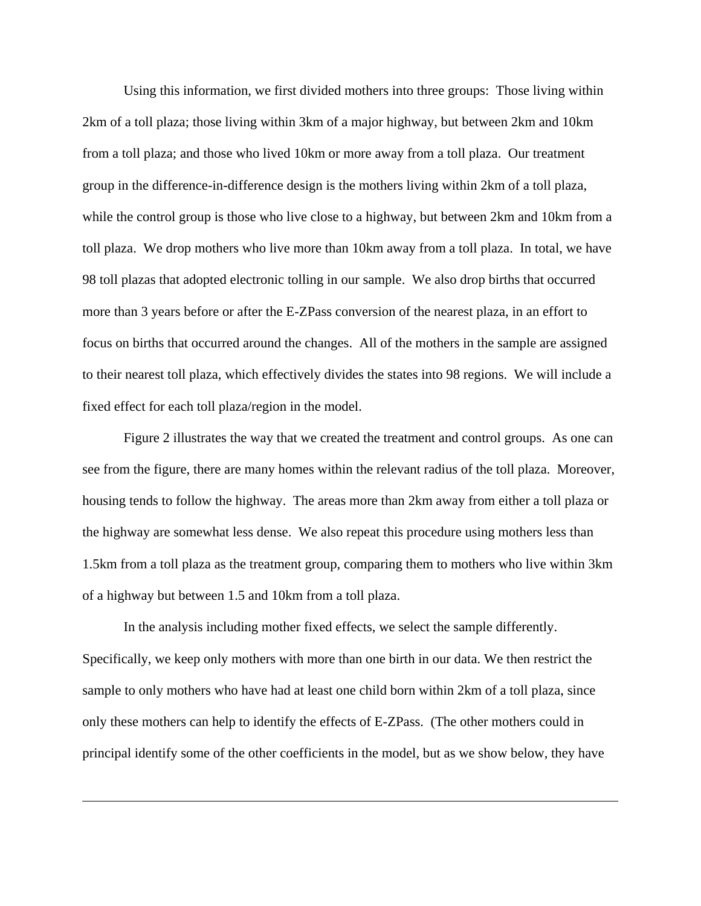Using this information, we first divided mothers into three groups: Those living within 2km of a toll plaza; those living within 3km of a major highway, but between 2km and 10km from a toll plaza; and those who lived 10km or more away from a toll plaza. Our treatment group in the difference-in-difference design is the mothers living within 2km of a toll plaza, while the control group is those who live close to a highway, but between 2km and 10km from a toll plaza. We drop mothers who live more than 10km away from a toll plaza. In total, we have 98 toll plazas that adopted electronic tolling in our sample. We also drop births that occurred more than 3 years before or after the E-ZPass conversion of the nearest plaza, in an effort to focus on births that occurred around the changes. All of the mothers in the sample are assigned to their nearest toll plaza, which effectively divides the states into 98 regions. We will include a fixed effect for each toll plaza/region in the model.

Figure 2 illustrates the way that we created the treatment and control groups. As one can see from the figure, there are many homes within the relevant radius of the toll plaza. Moreover, housing tends to follow the highway. The areas more than 2km away from either a toll plaza or the highway are somewhat less dense. We also repeat this procedure using mothers less than 1.5km from a toll plaza as the treatment group, comparing them to mothers who live within 3km of a highway but between 1.5 and 10km from a toll plaza.

In the analysis including mother fixed effects, we select the sample differently. Specifically, we keep only mothers with more than one birth in our data. We then restrict the sample to only mothers who have had at least one child born within 2km of a toll plaza, since only these mothers can help to identify the effects of E-ZPass. (The other mothers could in principal identify some of the other coefficients in the model, but as we show below, they have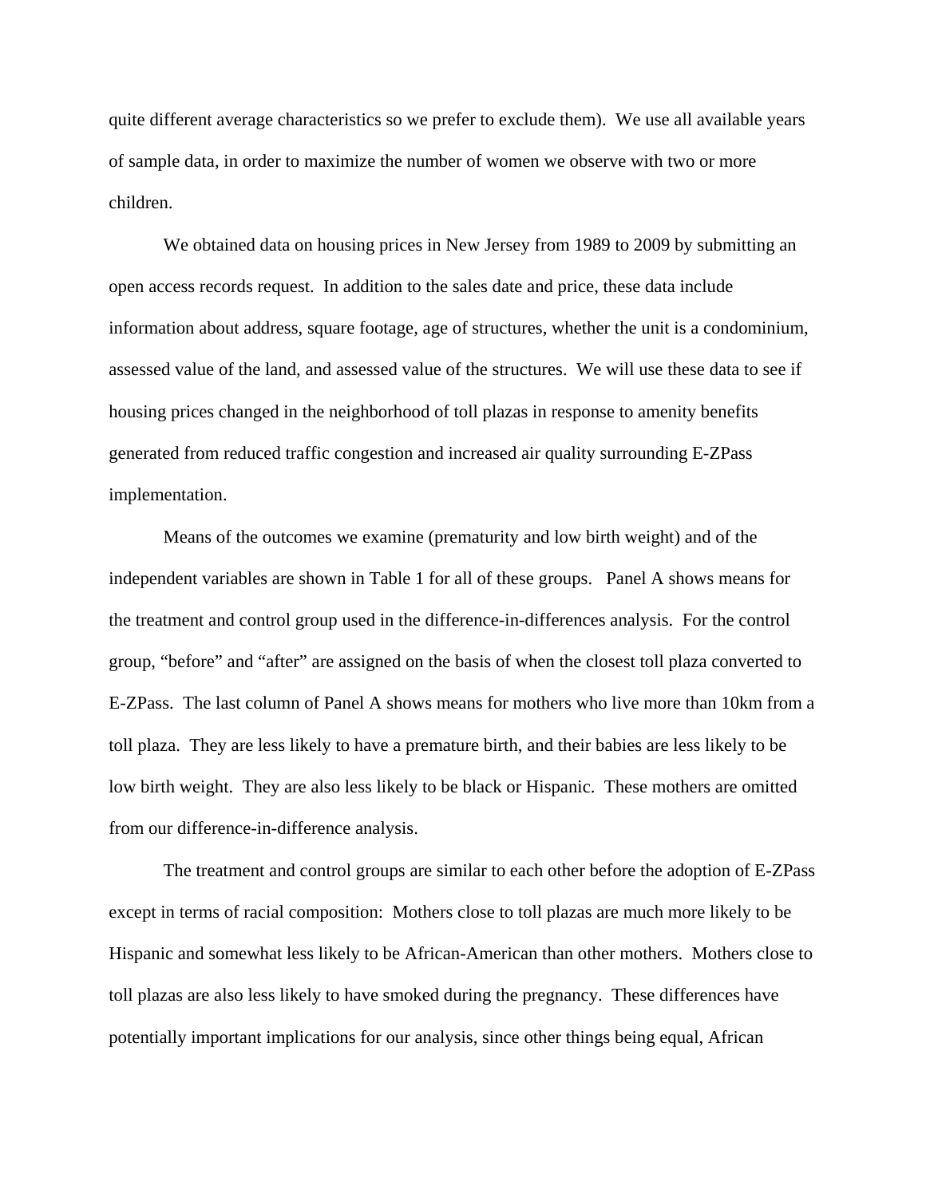quite different average characteristics so we prefer to exclude them). We use all available years of sample data, in order to maximize the number of women we observe with two or more children.

We obtained data on housing prices in New Jersey from 1989 to 2009 by submitting an open access records request. In addition to the sales date and price, these data include information about address, square footage, age of structures, whether the unit is a condominium, assessed value of the land, and assessed value of the structures. We will use these data to see if housing prices changed in the neighborhood of toll plazas in response to amenity benefits generated from reduced traffic congestion and increased air quality surrounding E-ZPass implementation.

Means of the outcomes we examine (prematurity and low birth weight) and of the independent variables are shown in Table 1 for all of these groups. Panel A shows means for the treatment and control group used in the difference-in-differences analysis. For the control group, "before" and "after" are assigned on the basis of when the closest toll plaza converted to E-ZPass. The last column of Panel A shows means for mothers who live more than 10km from a toll plaza. They are less likely to have a premature birth, and their babies are less likely to be low birth weight. They are also less likely to be black or Hispanic. These mothers are omitted from our difference-in-difference analysis.

The treatment and control groups are similar to each other before the adoption of E-ZPass except in terms of racial composition: Mothers close to toll plazas are much more likely to be Hispanic and somewhat less likely to be African-American than other mothers. Mothers close to toll plazas are also less likely to have smoked during the pregnancy. These differences have potentially important implications for our analysis, since other things being equal, African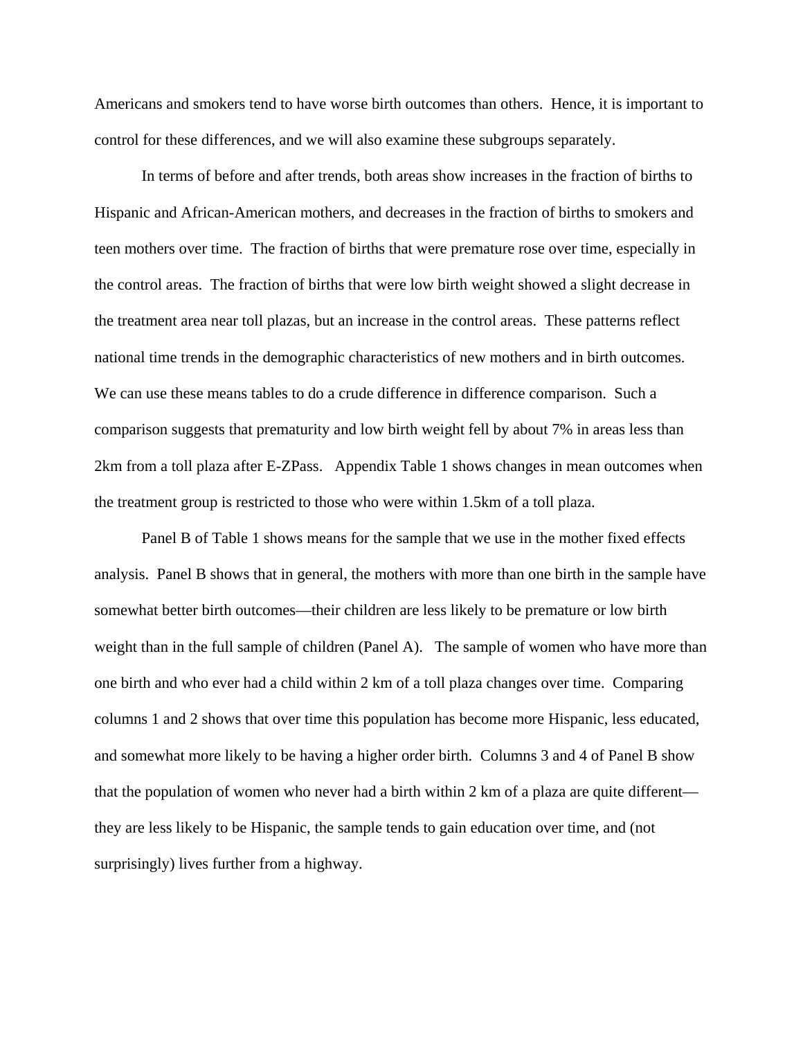Americans and smokers tend to have worse birth outcomes than others. Hence, it is important to control for these differences, and we will also examine these subgroups separately.

In terms of before and after trends, both areas show increases in the fraction of births to Hispanic and African-American mothers, and decreases in the fraction of births to smokers and teen mothers over time. The fraction of births that were premature rose over time, especially in the control areas. The fraction of births that were low birth weight showed a slight decrease in the treatment area near toll plazas, but an increase in the control areas. These patterns reflect national time trends in the demographic characteristics of new mothers and in birth outcomes. We can use these means tables to do a crude difference in difference comparison. Such a comparison suggests that prematurity and low birth weight fell by about 7% in areas less than 2km from a toll plaza after E-ZPass. Appendix Table 1 shows changes in mean outcomes when the treatment group is restricted to those who were within 1.5km of a toll plaza.

Panel B of Table 1 shows means for the sample that we use in the mother fixed effects analysis. Panel B shows that in general, the mothers with more than one birth in the sample have somewhat better birth outcomes—their children are less likely to be premature or low birth weight than in the full sample of children (Panel A). The sample of women who have more than one birth and who ever had a child within 2 km of a toll plaza changes over time. Comparing columns 1 and 2 shows that over time this population has become more Hispanic, less educated, and somewhat more likely to be having a higher order birth. Columns 3 and 4 of Panel B show that the population of women who never had a birth within 2 km of a plaza are quite different—they are less likely to be Hispanic, the sample tends to gain education over time, and (not surprisingly) lives further from a highway.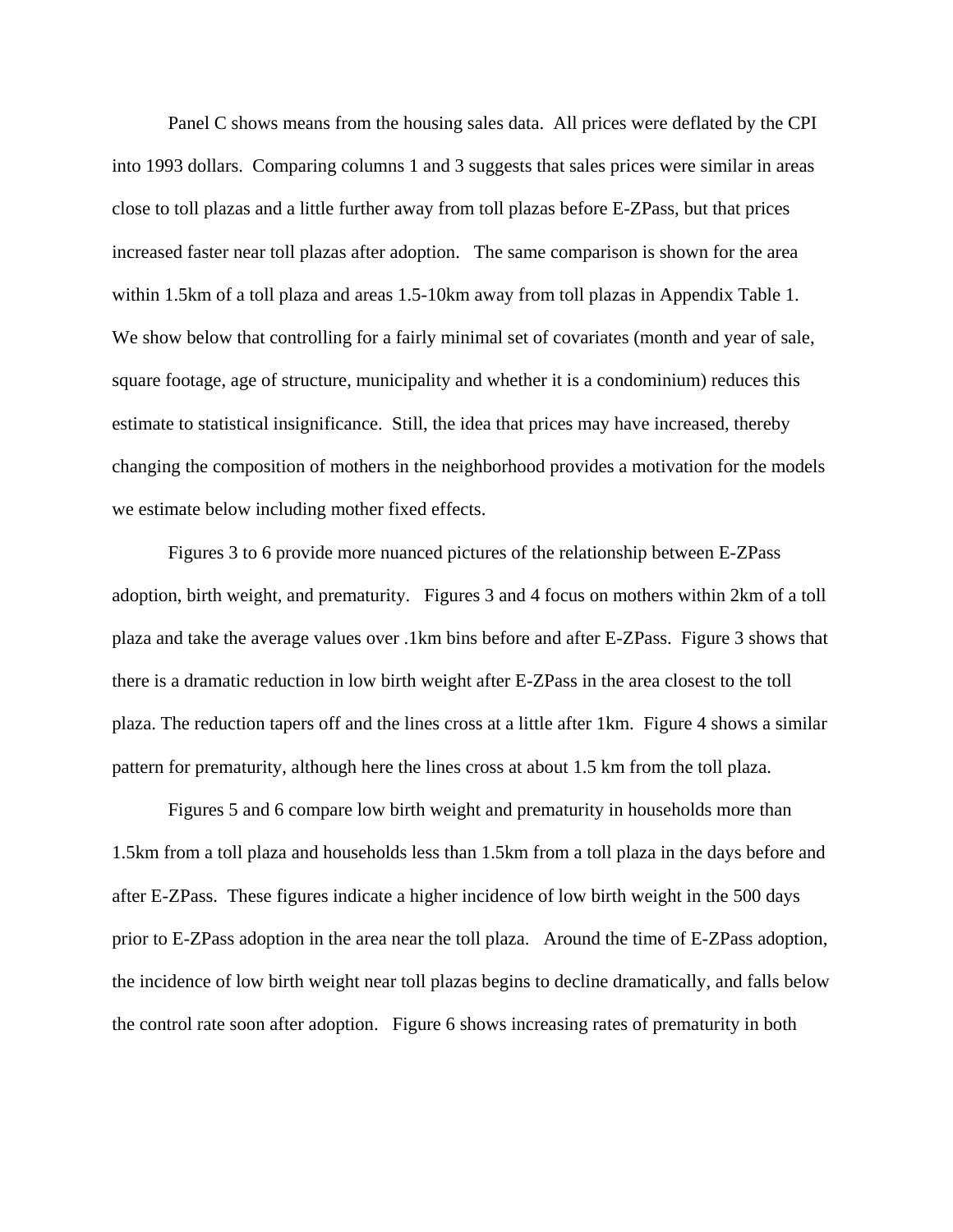Panel C shows means from the housing sales data. All prices were deflated by the CPI into 1993 dollars. Comparing columns 1 and 3 suggests that sales prices were similar in areas close to toll plazas and a little further away from toll plazas before E-ZPass, but that prices increased faster near toll plazas after adoption. The same comparison is shown for the area within 1.5km of a toll plaza and areas 1.5-10km away from toll plazas in Appendix Table 1. We show below that controlling for a fairly minimal set of covariates (month and year of sale, square footage, age of structure, municipality and whether it is a condominium) reduces this estimate to statistical insignificance. Still, the idea that prices may have increased, thereby changing the composition of mothers in the neighborhood provides a motivation for the models we estimate below including mother fixed effects.

Figures 3 to 6 provide more nuanced pictures of the relationship between E-ZPass adoption, birth weight, and prematurity. Figures 3 and 4 focus on mothers within 2km of a toll plaza and take the average values over .1km bins before and after E-ZPass. Figure 3 shows that there is a dramatic reduction in low birth weight after E-ZPass in the area closest to the toll plaza. The reduction tapers off and the lines cross at a little after 1km. Figure 4 shows a similar pattern for prematurity, although here the lines cross at about 1.5 km from the toll plaza.

Figures 5 and 6 compare low birth weight and prematurity in households more than 1.5km from a toll plaza and households less than 1.5km from a toll plaza in the days before and after E-ZPass. These figures indicate a higher incidence of low birth weight in the 500 days prior to E-ZPass adoption in the area near the toll plaza. Around the time of E-ZPass adoption, the incidence of low birth weight near toll plazas begins to decline dramatically, and falls below the control rate soon after adoption. Figure 6 shows increasing rates of prematurity in both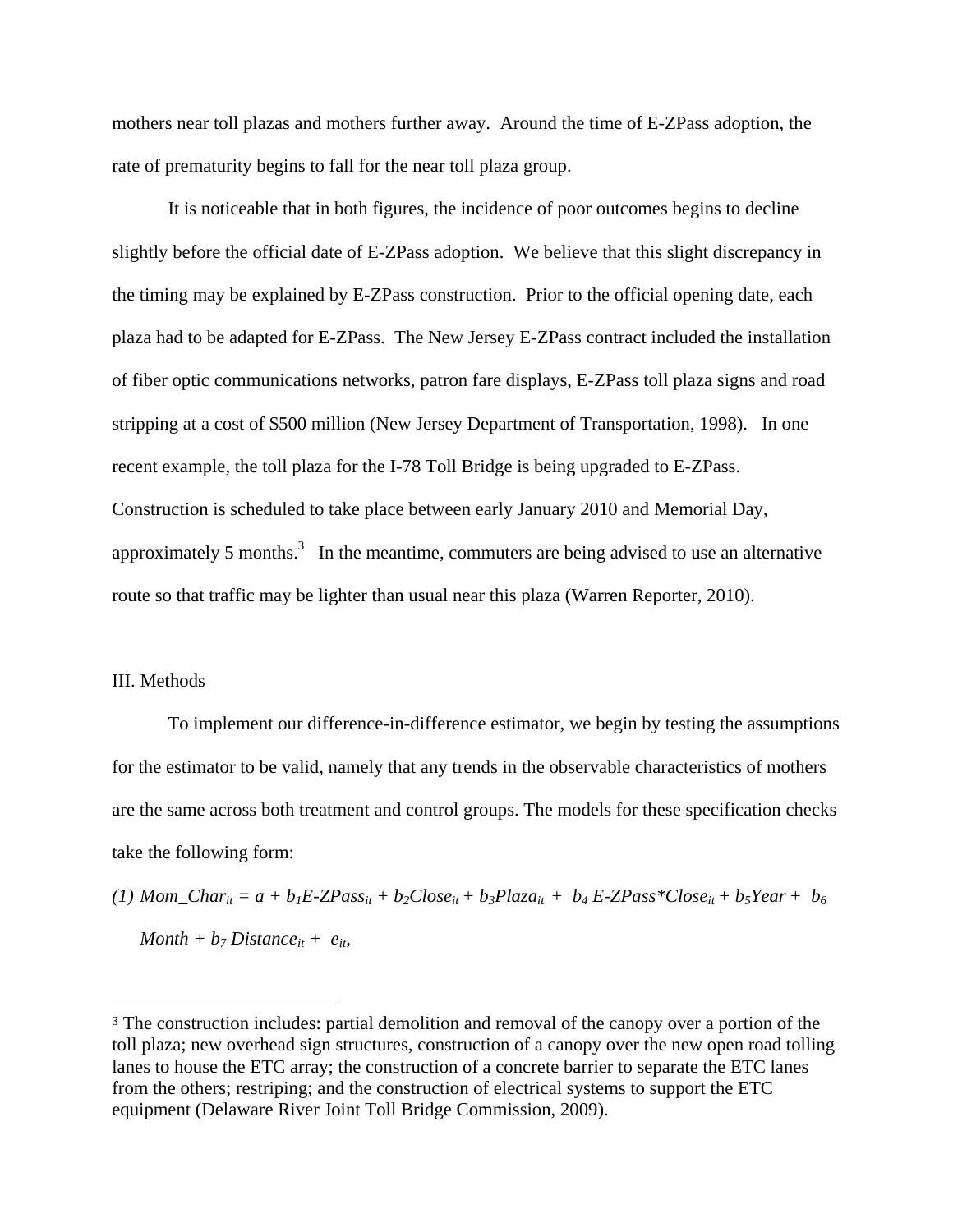mothers near toll plazas and mothers further away. Around the time of E-ZPass adoption, the rate of prematurity begins to fall for the near toll plaza group.

It is noticeable that in both figures, the incidence of poor outcomes begins to decline slightly before the official date of E-ZPass adoption. We believe that this slight discrepancy in the timing may be explained by E-ZPass construction. Prior to the official opening date, each plaza had to be adapted for E-ZPass. The New Jersey E-ZPass contract included the installation of fiber optic communications networks, patron fare displays, E-ZPass toll plaza signs and road stripping at a cost of $500 million (New Jersey Department of Transportation, 1998). In one recent example, the toll plaza for the I-78 Toll Bridge is being upgraded to E-ZPass. Construction is scheduled to take place between early January 2010 and Memorial Day, approximately 5 months.[3] In the meantime, commuters are being advised to use an alternative route so that traffic may be lighter than usual near this plaza (Warren Reporter, 2010).

## III. Methods

To implement our difference-in-difference estimator, we begin by testing the assumptions for the estimator to be valid, namely that any trends in the observable characteristics of mothers are the same across both treatment and control groups. The models for these specification checks take the following form:

$$(1)\ Mom\_Char_{it} = a + b_1 E\text{-}ZPass_{it} + b_2 Close_{it} + b_3 Plaza_{it} + b_4\, E\text{-}ZPass{*}Close_{it} + b_5 Year + b_6\, Month + b_7\, Distance_{it} + e_{it},$$

[3] The construction includes: partial demolition and removal of the canopy over a portion of the toll plaza; new overhead sign structures, construction of a canopy over the new open road tolling lanes to house the ETC array; the construction of a concrete barrier to separate the ETC lanes from the others; restriping; and the construction of electrical systems to support the ETC equipment (Delaware River Joint Toll Bridge Commission, 2009).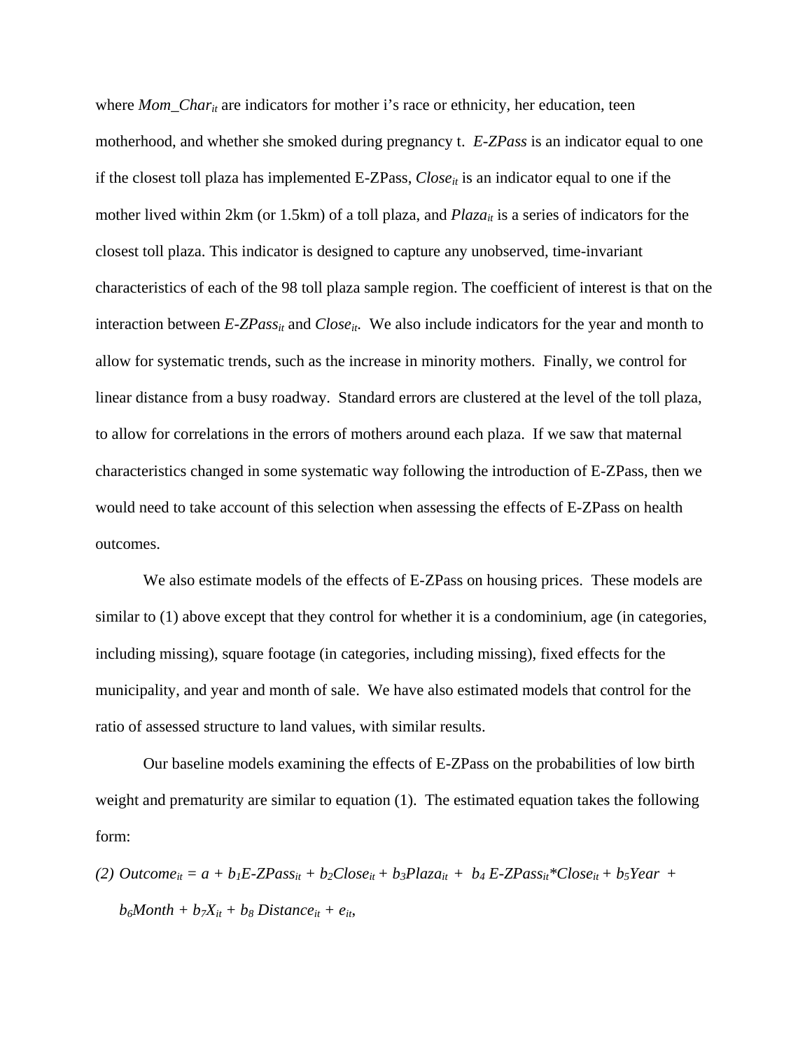where $Mom\_Char_{it}$ are indicators for mother i's race or ethnicity, her education, teen motherhood, and whether she smoked during pregnancy t. *E-ZPass* is an indicator equal to one if the closest toll plaza has implemented E-ZPass, $Close_{it}$ is an indicator equal to one if the mother lived within 2km (or 1.5km) of a toll plaza, and $Plaza_{it}$ is a series of indicators for the closest toll plaza. This indicator is designed to capture any unobserved, time-invariant characteristics of each of the 98 toll plaza sample region. The coefficient of interest is that on the interaction between $E\text{-}ZPass_{it}$ and $Close_{it}$. We also include indicators for the year and month to allow for systematic trends, such as the increase in minority mothers. Finally, we control for linear distance from a busy roadway. Standard errors are clustered at the level of the toll plaza, to allow for correlations in the errors of mothers around each plaza. If we saw that maternal characteristics changed in some systematic way following the introduction of E-ZPass, then we would need to take account of this selection when assessing the effects of E-ZPass on health outcomes.

We also estimate models of the effects of E-ZPass on housing prices. These models are similar to (1) above except that they control for whether it is a condominium, age (in categories, including missing), square footage (in categories, including missing), fixed effects for the municipality, and year and month of sale. We have also estimated models that control for the ratio of assessed structure to land values, with similar results.

Our baseline models examining the effects of E-ZPass on the probabilities of low birth weight and prematurity are similar to equation (1). The estimated equation takes the following form:

$$(2)\ Outcome_{it} = a + b_1 E\text{-}ZPass_{it} + b_2 Close_{it} + b_3 Plaza_{it} + b_4\, E\text{-}ZPass_{it} * Close_{it} + b_5 Year + b_6 Month + b_7 X_{it} + b_8\, Distance_{it} + e_{it},$$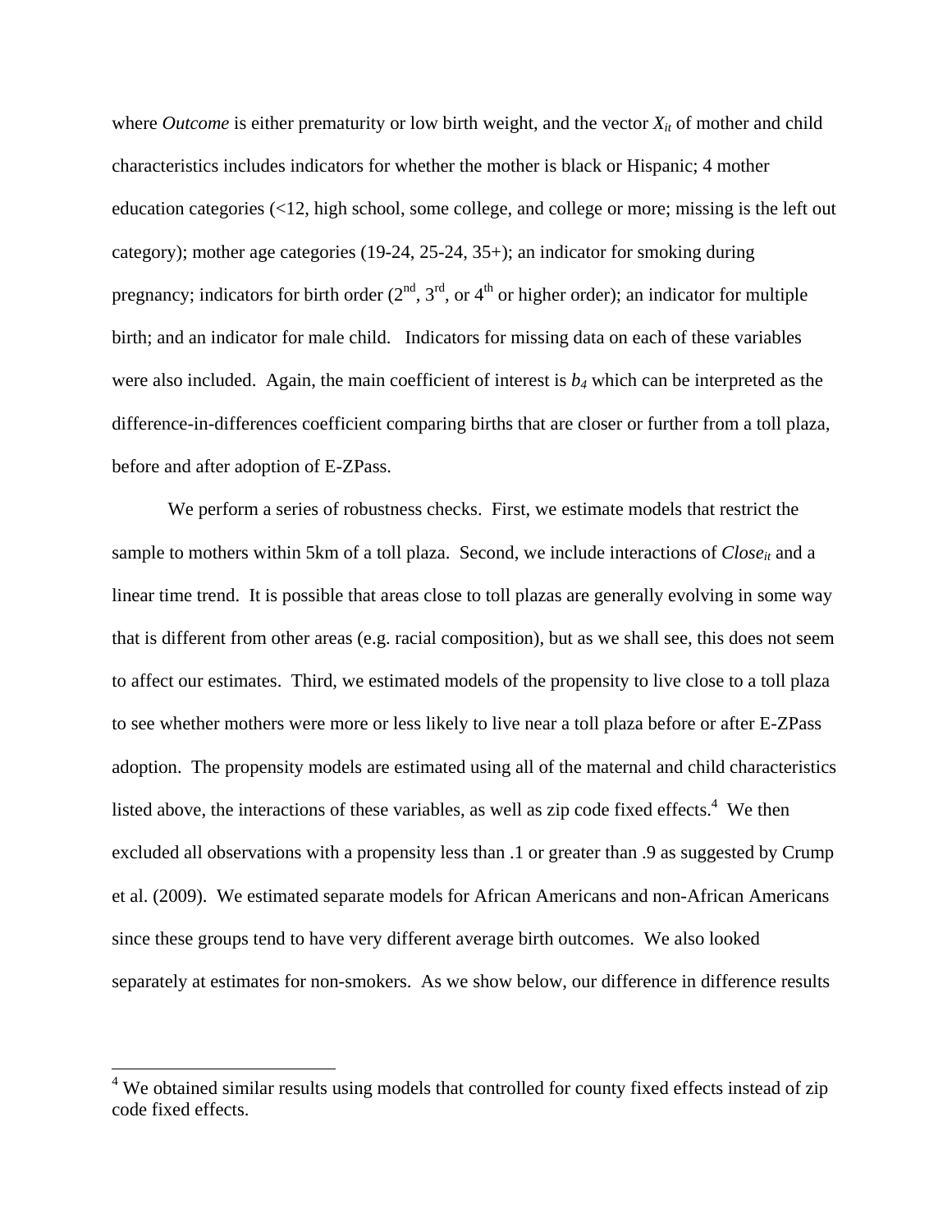where *Outcome* is either prematurity or low birth weight, and the vector $X_{it}$ of mother and child characteristics includes indicators for whether the mother is black or Hispanic; 4 mother education categories (<12, high school, some college, and college or more; missing is the left out category); mother age categories (19-24, 25-24, 35+); an indicator for smoking during pregnancy; indicators for birth order (2nd, 3rd, or 4th or higher order); an indicator for multiple birth; and an indicator for male child. Indicators for missing data on each of these variables were also included. Again, the main coefficient of interest is $b_4$ which can be interpreted as the difference-in-differences coefficient comparing births that are closer or further from a toll plaza, before and after adoption of E-ZPass.

We perform a series of robustness checks. First, we estimate models that restrict the sample to mothers within 5km of a toll plaza. Second, we include interactions of $Close_{it}$ and a linear time trend. It is possible that areas close to toll plazas are generally evolving in some way that is different from other areas (e.g. racial composition), but as we shall see, this does not seem to affect our estimates. Third, we estimated models of the propensity to live close to a toll plaza to see whether mothers were more or less likely to live near a toll plaza before or after E-ZPass adoption. The propensity models are estimated using all of the maternal and child characteristics listed above, the interactions of these variables, as well as zip code fixed effects.[4] We then excluded all observations with a propensity less than .1 or greater than .9 as suggested by Crump et al. (2009). We estimated separate models for African Americans and non-African Americans since these groups tend to have very different average birth outcomes. We also looked separately at estimates for non-smokers. As we show below, our difference in difference results

[4] We obtained similar results using models that controlled for county fixed effects instead of zip code fixed effects.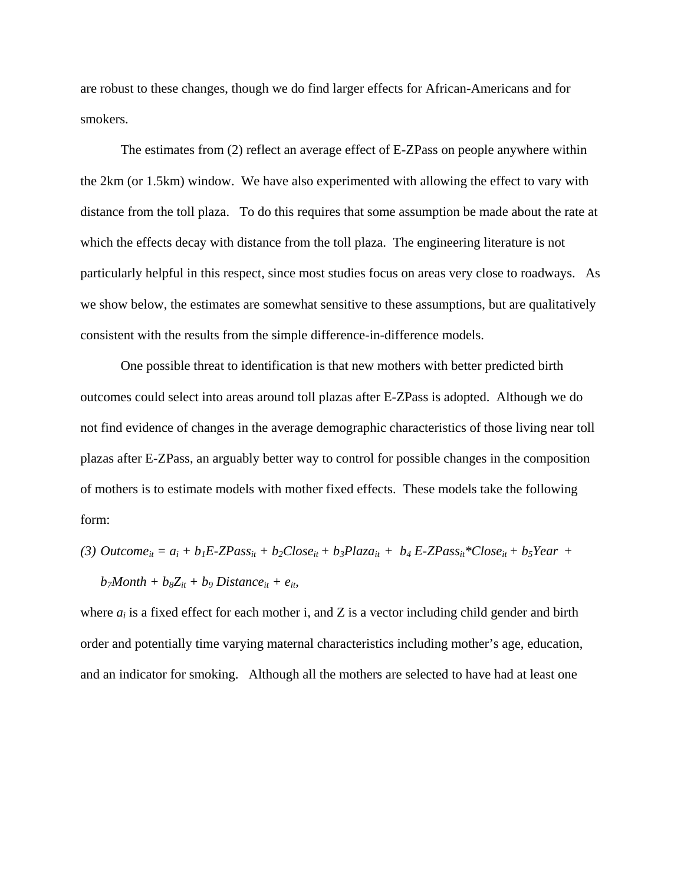are robust to these changes, though we do find larger effects for African-Americans and for smokers.

The estimates from (2) reflect an average effect of E-ZPass on people anywhere within the 2km (or 1.5km) window. We have also experimented with allowing the effect to vary with distance from the toll plaza. To do this requires that some assumption be made about the rate at which the effects decay with distance from the toll plaza. The engineering literature is not particularly helpful in this respect, since most studies focus on areas very close to roadways. As we show below, the estimates are somewhat sensitive to these assumptions, but are qualitatively consistent with the results from the simple difference-in-difference models.

One possible threat to identification is that new mothers with better predicted birth outcomes could select into areas around toll plazas after E-ZPass is adopted. Although we do not find evidence of changes in the average demographic characteristics of those living near toll plazas after E-ZPass, an arguably better way to control for possible changes in the composition of mothers is to estimate models with mother fixed effects. These models take the following form:

$$(3)\ Outcome_{it} = a_i + b_1 E\text{-}ZPass_{it} + b_2 Close_{it} + b_3 Plaza_{it} + b_4\, E\text{-}ZPass_{it}{*}Close_{it} + b_5 Year + b_7 Month + b_8 Z_{it} + b_9\, Distance_{it} + e_{it},$$

where $a_i$ is a fixed effect for each mother i, and Z is a vector including child gender and birth order and potentially time varying maternal characteristics including mother's age, education, and an indicator for smoking. Although all the mothers are selected to have had at least one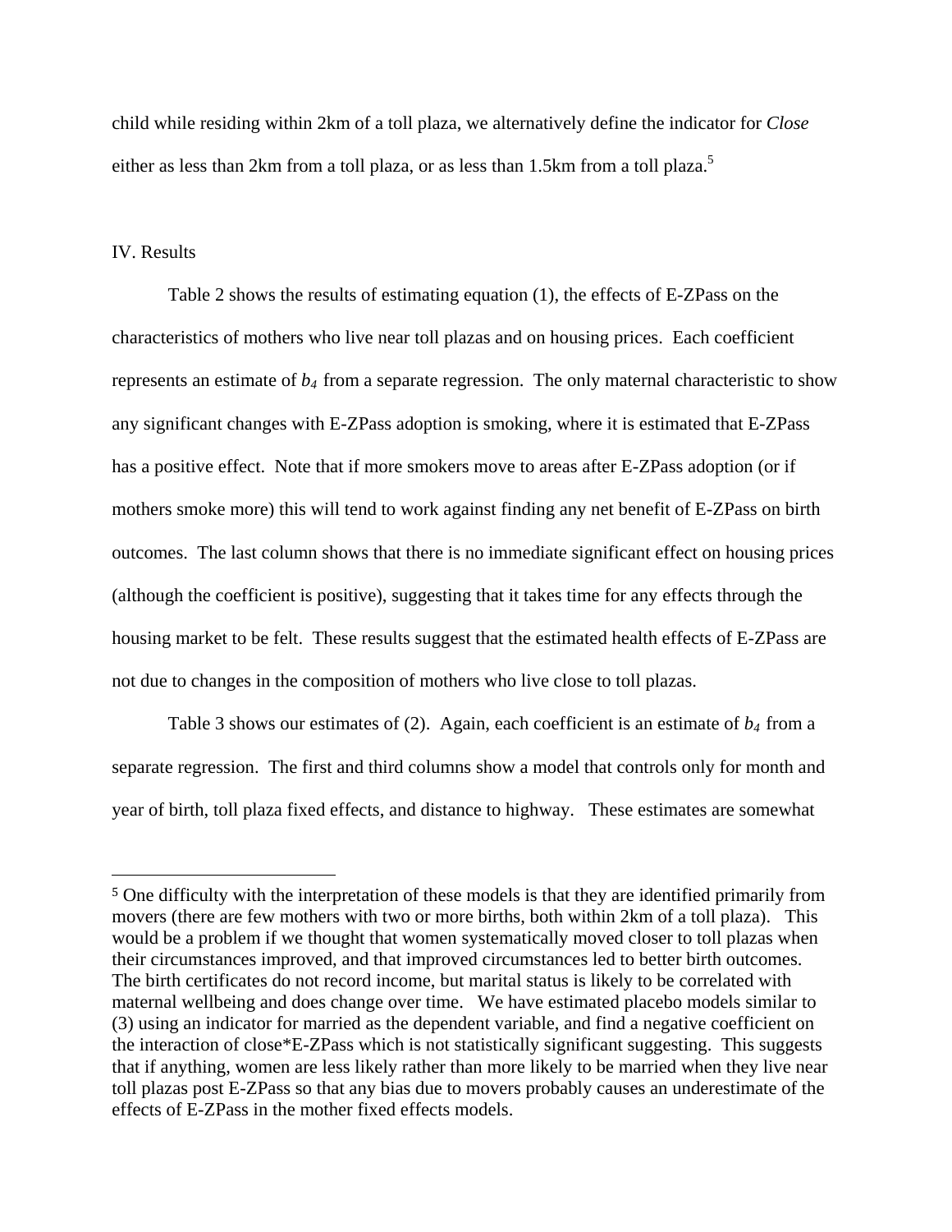child while residing within 2km of a toll plaza, we alternatively define the indicator for *Close* either as less than 2km from a toll plaza, or as less than 1.5km from a toll plaza.[5]

## IV. Results

Table 2 shows the results of estimating equation (1), the effects of E-ZPass on the characteristics of mothers who live near toll plazas and on housing prices. Each coefficient represents an estimate of $b_4$ from a separate regression. The only maternal characteristic to show any significant changes with E-ZPass adoption is smoking, where it is estimated that E-ZPass has a positive effect. Note that if more smokers move to areas after E-ZPass adoption (or if mothers smoke more) this will tend to work against finding any net benefit of E-ZPass on birth outcomes. The last column shows that there is no immediate significant effect on housing prices (although the coefficient is positive), suggesting that it takes time for any effects through the housing market to be felt. These results suggest that the estimated health effects of E-ZPass are not due to changes in the composition of mothers who live close to toll plazas.

Table 3 shows our estimates of (2). Again, each coefficient is an estimate of $b_4$ from a separate regression. The first and third columns show a model that controls only for month and year of birth, toll plaza fixed effects, and distance to highway. These estimates are somewhat

---

[5] One difficulty with the interpretation of these models is that they are identified primarily from movers (there are few mothers with two or more births, both within 2km of a toll plaza). This would be a problem if we thought that women systematically moved closer to toll plazas when their circumstances improved, and that improved circumstances led to better birth outcomes. The birth certificates do not record income, but marital status is likely to be correlated with maternal wellbeing and does change over time. We have estimated placebo models similar to (3) using an indicator for married as the dependent variable, and find a negative coefficient on the interaction of close*E-ZPass which is not statistically significant suggesting. This suggests that if anything, women are less likely rather than more likely to be married when they live near toll plazas post E-ZPass so that any bias due to movers probably causes an underestimate of the effects of E-ZPass in the mother fixed effects models.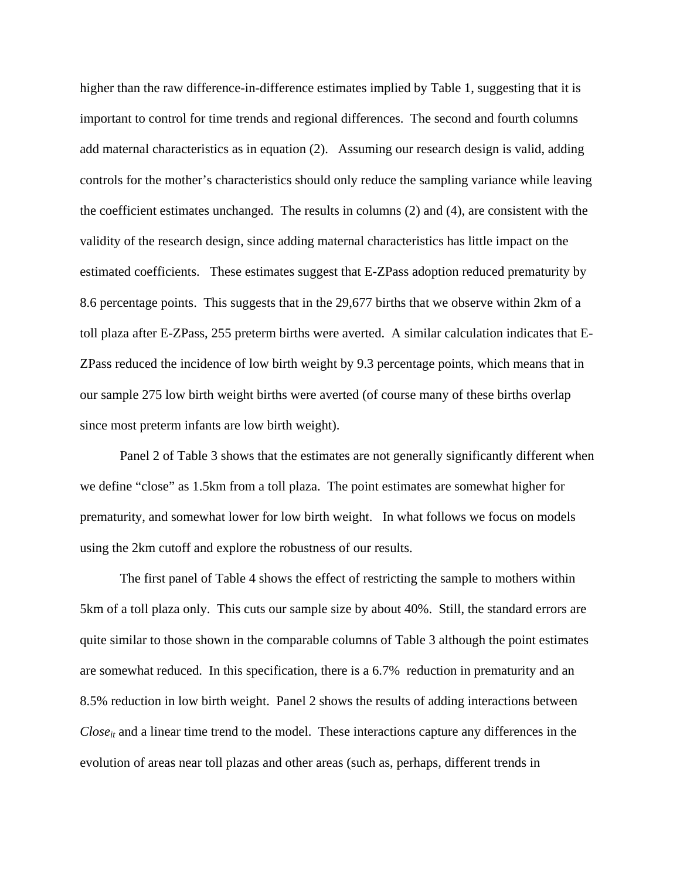higher than the raw difference-in-difference estimates implied by Table 1, suggesting that it is important to control for time trends and regional differences. The second and fourth columns add maternal characteristics as in equation (2). Assuming our research design is valid, adding controls for the mother's characteristics should only reduce the sampling variance while leaving the coefficient estimates unchanged. The results in columns (2) and (4), are consistent with the validity of the research design, since adding maternal characteristics has little impact on the estimated coefficients. These estimates suggest that E-ZPass adoption reduced prematurity by 8.6 percentage points. This suggests that in the 29,677 births that we observe within 2km of a toll plaza after E-ZPass, 255 preterm births were averted. A similar calculation indicates that E-ZPass reduced the incidence of low birth weight by 9.3 percentage points, which means that in our sample 275 low birth weight births were averted (of course many of these births overlap since most preterm infants are low birth weight).

Panel 2 of Table 3 shows that the estimates are not generally significantly different when we define "close" as 1.5km from a toll plaza. The point estimates are somewhat higher for prematurity, and somewhat lower for low birth weight. In what follows we focus on models using the 2km cutoff and explore the robustness of our results.

The first panel of Table 4 shows the effect of restricting the sample to mothers within 5km of a toll plaza only. This cuts our sample size by about 40%. Still, the standard errors are quite similar to those shown in the comparable columns of Table 3 although the point estimates are somewhat reduced. In this specification, there is a 6.7% reduction in prematurity and an 8.5% reduction in low birth weight. Panel 2 shows the results of adding interactions between $Close_{it}$ and a linear time trend to the model. These interactions capture any differences in the evolution of areas near toll plazas and other areas (such as, perhaps, different trends in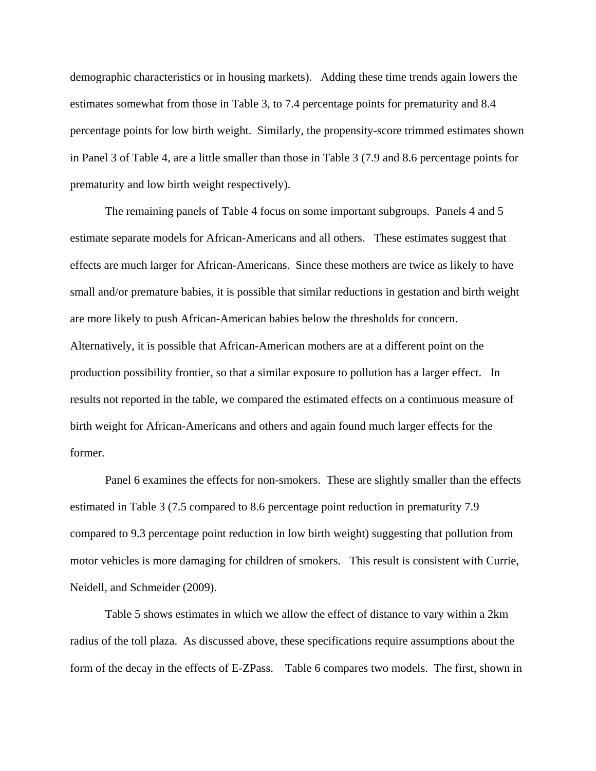demographic characteristics or in housing markets). Adding these time trends again lowers the estimates somewhat from those in Table 3, to 7.4 percentage points for prematurity and 8.4 percentage points for low birth weight. Similarly, the propensity-score trimmed estimates shown in Panel 3 of Table 4, are a little smaller than those in Table 3 (7.9 and 8.6 percentage points for prematurity and low birth weight respectively).

The remaining panels of Table 4 focus on some important subgroups. Panels 4 and 5 estimate separate models for African-Americans and all others. These estimates suggest that effects are much larger for African-Americans. Since these mothers are twice as likely to have small and/or premature babies, it is possible that similar reductions in gestation and birth weight are more likely to push African-American babies below the thresholds for concern. Alternatively, it is possible that African-American mothers are at a different point on the production possibility frontier, so that a similar exposure to pollution has a larger effect. In results not reported in the table, we compared the estimated effects on a continuous measure of birth weight for African-Americans and others and again found much larger effects for the former.

Panel 6 examines the effects for non-smokers. These are slightly smaller than the effects estimated in Table 3 (7.5 compared to 8.6 percentage point reduction in prematurity 7.9 compared to 9.3 percentage point reduction in low birth weight) suggesting that pollution from motor vehicles is more damaging for children of smokers. This result is consistent with Currie, Neidell, and Schmeider (2009).

Table 5 shows estimates in which we allow the effect of distance to vary within a 2km radius of the toll plaza. As discussed above, these specifications require assumptions about the form of the decay in the effects of E-ZPass. Table 6 compares two models. The first, shown in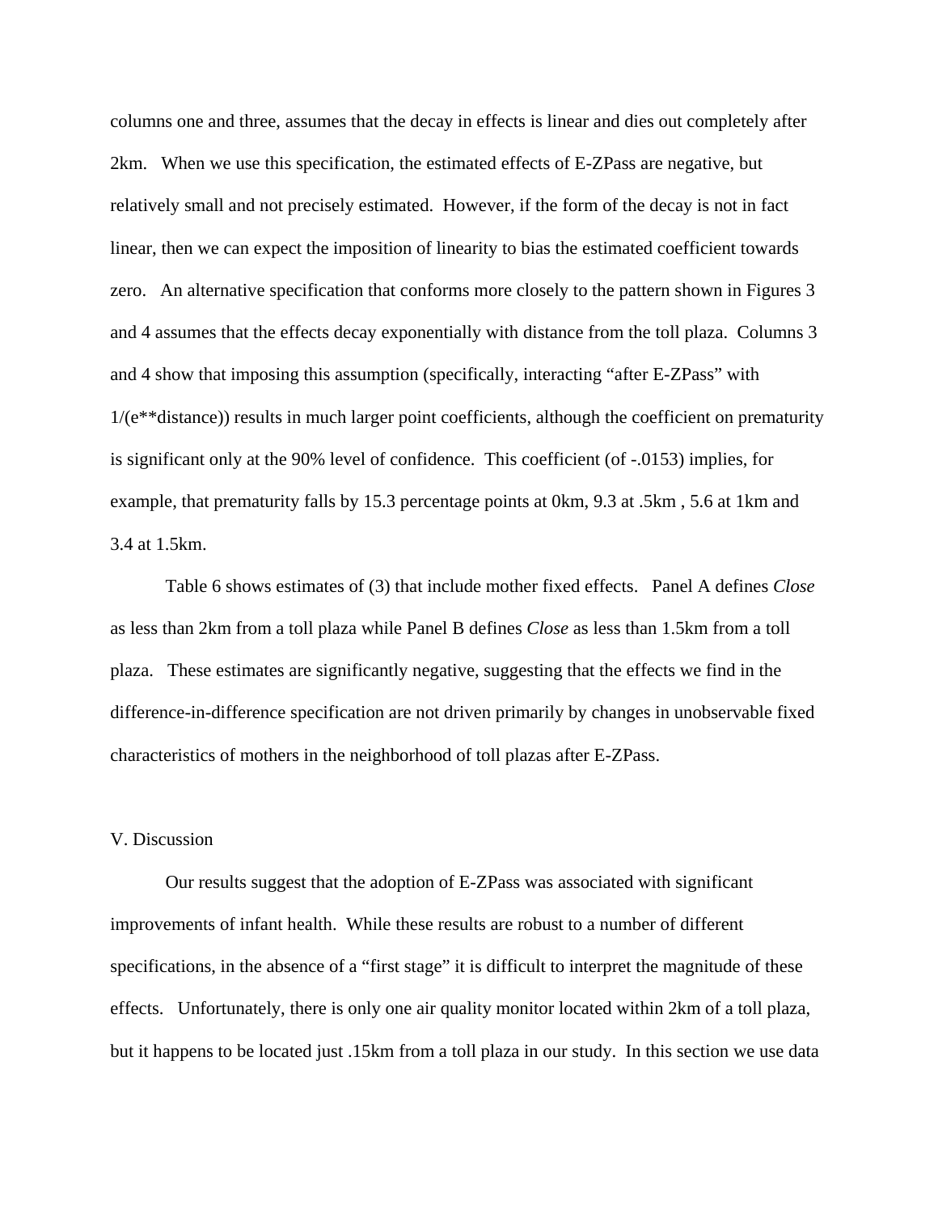columns one and three, assumes that the decay in effects is linear and dies out completely after 2km. When we use this specification, the estimated effects of E-ZPass are negative, but relatively small and not precisely estimated. However, if the form of the decay is not in fact linear, then we can expect the imposition of linearity to bias the estimated coefficient towards zero. An alternative specification that conforms more closely to the pattern shown in Figures 3 and 4 assumes that the effects decay exponentially with distance from the toll plaza. Columns 3 and 4 show that imposing this assumption (specifically, interacting "after E-ZPass" with 1/(e**distance)) results in much larger point coefficients, although the coefficient on prematurity is significant only at the 90% level of confidence. This coefficient (of -.0153) implies, for example, that prematurity falls by 15.3 percentage points at 0km, 9.3 at .5km , 5.6 at 1km and 3.4 at 1.5km.

Table 6 shows estimates of (3) that include mother fixed effects. Panel A defines *Close* as less than 2km from a toll plaza while Panel B defines *Close* as less than 1.5km from a toll plaza. These estimates are significantly negative, suggesting that the effects we find in the difference-in-difference specification are not driven primarily by changes in unobservable fixed characteristics of mothers in the neighborhood of toll plazas after E-ZPass.

## V. Discussion

Our results suggest that the adoption of E-ZPass was associated with significant improvements of infant health. While these results are robust to a number of different specifications, in the absence of a "first stage" it is difficult to interpret the magnitude of these effects. Unfortunately, there is only one air quality monitor located within 2km of a toll plaza, but it happens to be located just .15km from a toll plaza in our study. In this section we use data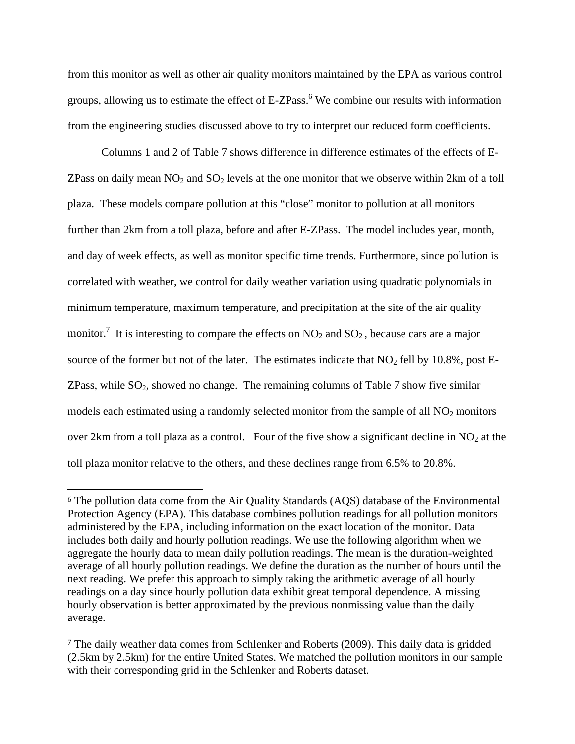from this monitor as well as other air quality monitors maintained by the EPA as various control groups, allowing us to estimate the effect of E-ZPass.[6] We combine our results with information from the engineering studies discussed above to try to interpret our reduced form coefficients.

Columns 1 and 2 of Table 7 shows difference in difference estimates of the effects of E-ZPass on daily mean $NO_2$ and $SO_2$ levels at the one monitor that we observe within 2km of a toll plaza. These models compare pollution at this "close" monitor to pollution at all monitors further than 2km from a toll plaza, before and after E-ZPass. The model includes year, month, and day of week effects, as well as monitor specific time trends. Furthermore, since pollution is correlated with weather, we control for daily weather variation using quadratic polynomials in minimum temperature, maximum temperature, and precipitation at the site of the air quality monitor.[7] It is interesting to compare the effects on $NO_2$ and $SO_2$, because cars are a major source of the former but not of the later. The estimates indicate that $NO_2$ fell by 10.8%, post E-ZPass, while $SO_2$, showed no change. The remaining columns of Table 7 show five similar models each estimated using a randomly selected monitor from the sample of all $NO_2$ monitors over 2km from a toll plaza as a control. Four of the five show a significant decline in $NO_2$ at the toll plaza monitor relative to the others, and these declines range from 6.5% to 20.8%.

---

[6] The pollution data come from the Air Quality Standards (AQS) database of the Environmental Protection Agency (EPA). This database combines pollution readings for all pollution monitors administered by the EPA, including information on the exact location of the monitor. Data includes both daily and hourly pollution readings. We use the following algorithm when we aggregate the hourly data to mean daily pollution readings. The mean is the duration-weighted average of all hourly pollution readings. We define the duration as the number of hours until the next reading. We prefer this approach to simply taking the arithmetic average of all hourly readings on a day since hourly pollution data exhibit great temporal dependence. A missing hourly observation is better approximated by the previous nonmissing value than the daily average.

[7] The daily weather data comes from Schlenker and Roberts (2009). This daily data is gridded (2.5km by 2.5km) for the entire United States. We matched the pollution monitors in our sample with their corresponding grid in the Schlenker and Roberts dataset.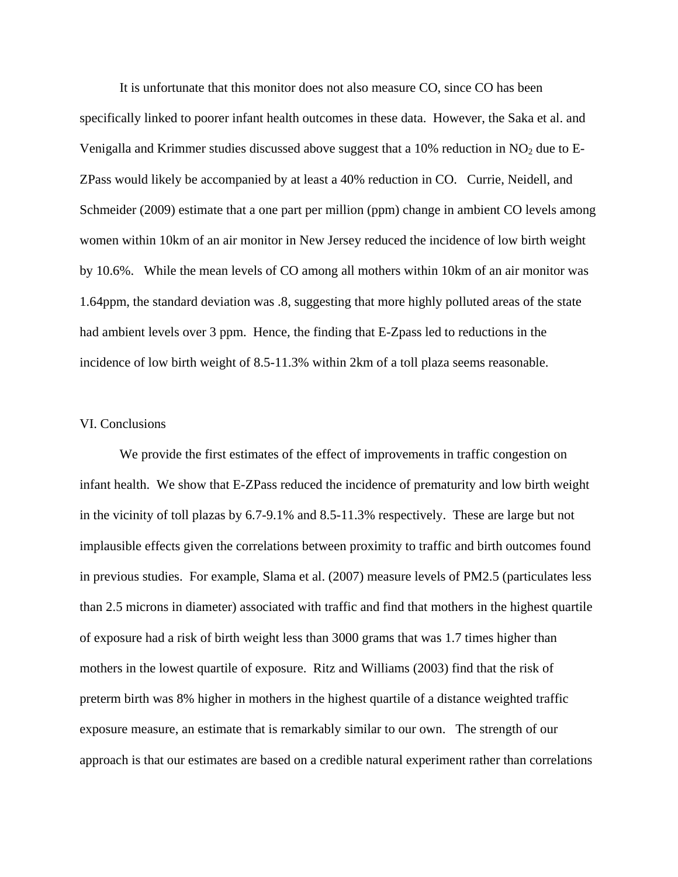It is unfortunate that this monitor does not also measure CO, since CO has been specifically linked to poorer infant health outcomes in these data. However, the Saka et al. and Venigalla and Krimmer studies discussed above suggest that a 10% reduction in $NO_2$ due to E-ZPass would likely be accompanied by at least a 40% reduction in CO. Currie, Neidell, and Schmeider (2009) estimate that a one part per million (ppm) change in ambient CO levels among women within 10km of an air monitor in New Jersey reduced the incidence of low birth weight by 10.6%. While the mean levels of CO among all mothers within 10km of an air monitor was 1.64ppm, the standard deviation was .8, suggesting that more highly polluted areas of the state had ambient levels over 3 ppm. Hence, the finding that E-Zpass led to reductions in the incidence of low birth weight of 8.5-11.3% within 2km of a toll plaza seems reasonable.

## VI. Conclusions

We provide the first estimates of the effect of improvements in traffic congestion on infant health. We show that E-ZPass reduced the incidence of prematurity and low birth weight in the vicinity of toll plazas by 6.7-9.1% and 8.5-11.3% respectively. These are large but not implausible effects given the correlations between proximity to traffic and birth outcomes found in previous studies. For example, Slama et al. (2007) measure levels of PM2.5 (particulates less than 2.5 microns in diameter) associated with traffic and find that mothers in the highest quartile of exposure had a risk of birth weight less than 3000 grams that was 1.7 times higher than mothers in the lowest quartile of exposure. Ritz and Williams (2003) find that the risk of preterm birth was 8% higher in mothers in the highest quartile of a distance weighted traffic exposure measure, an estimate that is remarkably similar to our own. The strength of our approach is that our estimates are based on a credible natural experiment rather than correlations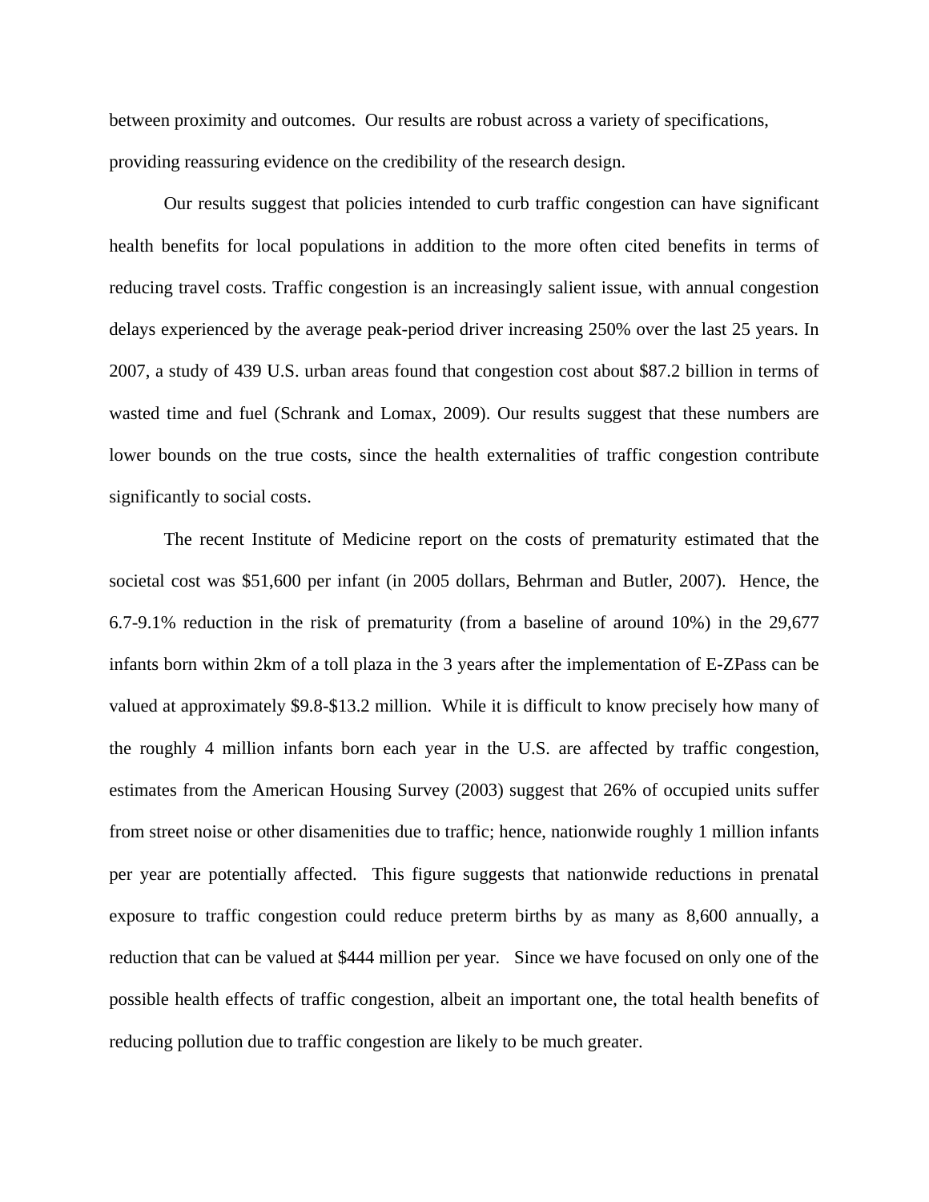between proximity and outcomes. Our results are robust across a variety of specifications, providing reassuring evidence on the credibility of the research design.

Our results suggest that policies intended to curb traffic congestion can have significant health benefits for local populations in addition to the more often cited benefits in terms of reducing travel costs. Traffic congestion is an increasingly salient issue, with annual congestion delays experienced by the average peak-period driver increasing 250% over the last 25 years. In 2007, a study of 439 U.S. urban areas found that congestion cost about $87.2 billion in terms of wasted time and fuel (Schrank and Lomax, 2009). Our results suggest that these numbers are lower bounds on the true costs, since the health externalities of traffic congestion contribute significantly to social costs.

The recent Institute of Medicine report on the costs of prematurity estimated that the societal cost was $51,600 per infant (in 2005 dollars, Behrman and Butler, 2007). Hence, the 6.7-9.1% reduction in the risk of prematurity (from a baseline of around 10%) in the 29,677 infants born within 2km of a toll plaza in the 3 years after the implementation of E-ZPass can be valued at approximately $9.8-$13.2 million. While it is difficult to know precisely how many of the roughly 4 million infants born each year in the U.S. are affected by traffic congestion, estimates from the American Housing Survey (2003) suggest that 26% of occupied units suffer from street noise or other disamenities due to traffic; hence, nationwide roughly 1 million infants per year are potentially affected. This figure suggests that nationwide reductions in prenatal exposure to traffic congestion could reduce preterm births by as many as 8,600 annually, a reduction that can be valued at $444 million per year. Since we have focused on only one of the possible health effects of traffic congestion, albeit an important one, the total health benefits of reducing pollution due to traffic congestion are likely to be much greater.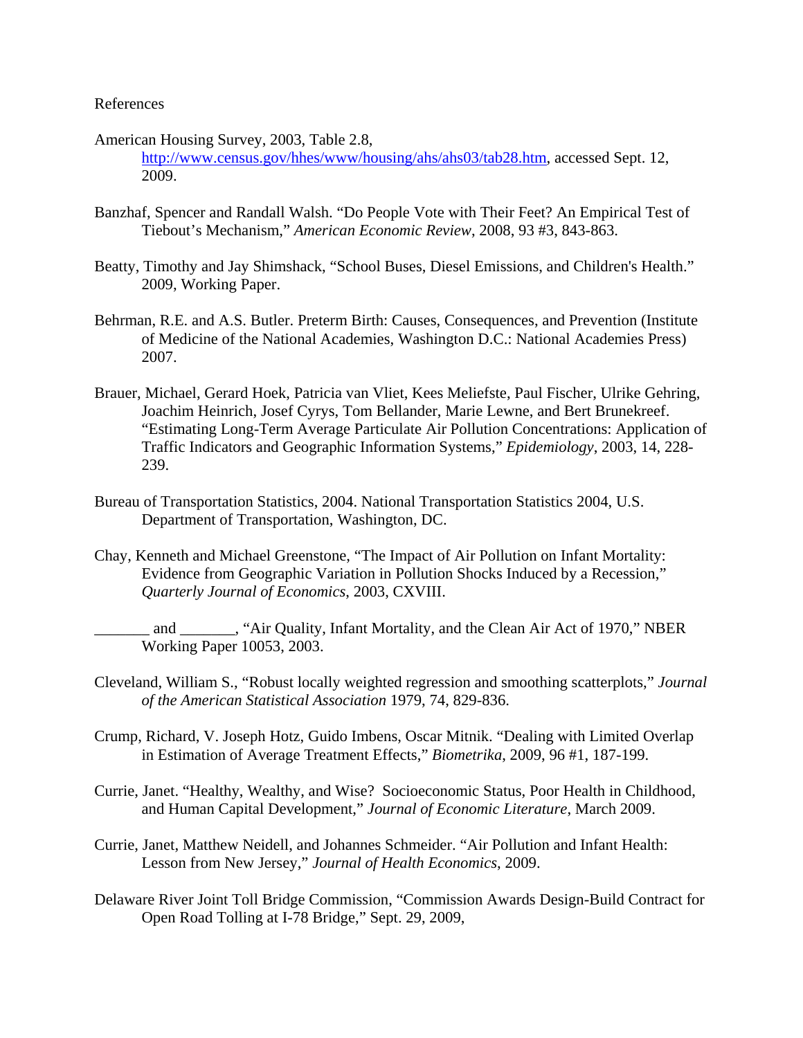References

American Housing Survey, 2003, Table 2.8, http://www.census.gov/hhes/www/housing/ahs/ahs03/tab28.htm, accessed Sept. 12, 2009.

Banzhaf, Spencer and Randall Walsh. "Do People Vote with Their Feet? An Empirical Test of Tiebout's Mechanism," *American Economic Review*, 2008, 93 #3, 843-863.

Beatty, Timothy and Jay Shimshack, "School Buses, Diesel Emissions, and Children's Health." 2009, Working Paper.

Behrman, R.E. and A.S. Butler. Preterm Birth: Causes, Consequences, and Prevention (Institute of Medicine of the National Academies, Washington D.C.: National Academies Press) 2007.

Brauer, Michael, Gerard Hoek, Patricia van Vliet, Kees Meliefste, Paul Fischer, Ulrike Gehring, Joachim Heinrich, Josef Cyrys, Tom Bellander, Marie Lewne, and Bert Brunekreef. "Estimating Long-Term Average Particulate Air Pollution Concentrations: Application of Traffic Indicators and Geographic Information Systems," *Epidemiology*, 2003, 14, 228-239.

Bureau of Transportation Statistics, 2004. National Transportation Statistics 2004, U.S. Department of Transportation, Washington, DC.

Chay, Kenneth and Michael Greenstone, "The Impact of Air Pollution on Infant Mortality: Evidence from Geographic Variation in Pollution Shocks Induced by a Recession," *Quarterly Journal of Economics*, 2003, CXVIII.

_______ and _______, "Air Quality, Infant Mortality, and the Clean Air Act of 1970," NBER Working Paper 10053, 2003.

Cleveland, William S., "Robust locally weighted regression and smoothing scatterplots," *Journal of the American Statistical Association* 1979, 74, 829-836.

Crump, Richard, V. Joseph Hotz, Guido Imbens, Oscar Mitnik. "Dealing with Limited Overlap in Estimation of Average Treatment Effects," *Biometrika*, 2009, 96 #1, 187-199.

Currie, Janet. "Healthy, Wealthy, and Wise? Socioeconomic Status, Poor Health in Childhood, and Human Capital Development," *Journal of Economic Literature*, March 2009.

Currie, Janet, Matthew Neidell, and Johannes Schmeider. "Air Pollution and Infant Health: Lesson from New Jersey," *Journal of Health Economics*, 2009.

Delaware River Joint Toll Bridge Commission, "Commission Awards Design-Build Contract for Open Road Tolling at I-78 Bridge," Sept. 29, 2009,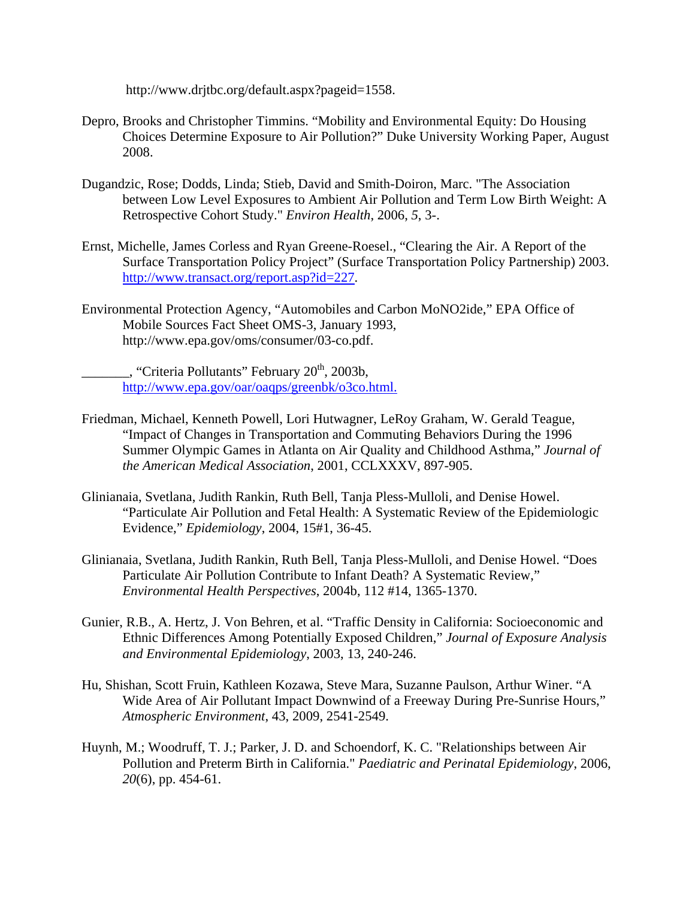http://www.drjtbc.org/default.aspx?pageid=1558.

Depro, Brooks and Christopher Timmins. "Mobility and Environmental Equity: Do Housing Choices Determine Exposure to Air Pollution?" Duke University Working Paper, August 2008.

Dugandzic, Rose; Dodds, Linda; Stieb, David and Smith-Doiron, Marc. "The Association between Low Level Exposures to Ambient Air Pollution and Term Low Birth Weight: A Retrospective Cohort Study." *Environ Health*, 2006, *5*, 3-.

Ernst, Michelle, James Corless and Ryan Greene-Roesel., "Clearing the Air. A Report of the Surface Transportation Policy Project" (Surface Transportation Policy Partnership) 2003. http://www.transact.org/report.asp?id=227.

Environmental Protection Agency, "Automobiles and Carbon MoNO2ide," EPA Office of Mobile Sources Fact Sheet OMS-3, January 1993, http://www.epa.gov/oms/consumer/03-co.pdf.

_______, "Criteria Pollutants" February 20th, 2003b, http://www.epa.gov/oar/oaqps/greenbk/o3co.html.

Friedman, Michael, Kenneth Powell, Lori Hutwagner, LeRoy Graham, W. Gerald Teague, "Impact of Changes in Transportation and Commuting Behaviors During the 1996 Summer Olympic Games in Atlanta on Air Quality and Childhood Asthma," *Journal of the American Medical Association*, 2001, CCLXXXV, 897-905.

Glinianaia, Svetlana, Judith Rankin, Ruth Bell, Tanja Pless-Mulloli, and Denise Howel. "Particulate Air Pollution and Fetal Health: A Systematic Review of the Epidemiologic Evidence," *Epidemiology*, 2004, 15#1, 36-45.

Glinianaia, Svetlana, Judith Rankin, Ruth Bell, Tanja Pless-Mulloli, and Denise Howel. "Does Particulate Air Pollution Contribute to Infant Death? A Systematic Review," *Environmental Health Perspectives*, 2004b, 112 #14, 1365-1370.

Gunier, R.B., A. Hertz, J. Von Behren, et al. "Traffic Density in California: Socioeconomic and Ethnic Differences Among Potentially Exposed Children," *Journal of Exposure Analysis and Environmental Epidemiology*, 2003, 13, 240-246.

Hu, Shishan, Scott Fruin, Kathleen Kozawa, Steve Mara, Suzanne Paulson, Arthur Winer. "A Wide Area of Air Pollutant Impact Downwind of a Freeway During Pre-Sunrise Hours," *Atmospheric Environment*, 43, 2009, 2541-2549.

Huynh, M.; Woodruff, T. J.; Parker, J. D. and Schoendorf, K. C. "Relationships between Air Pollution and Preterm Birth in California." *Paediatric and Perinatal Epidemiology*, 2006, *20*(6), pp. 454-61.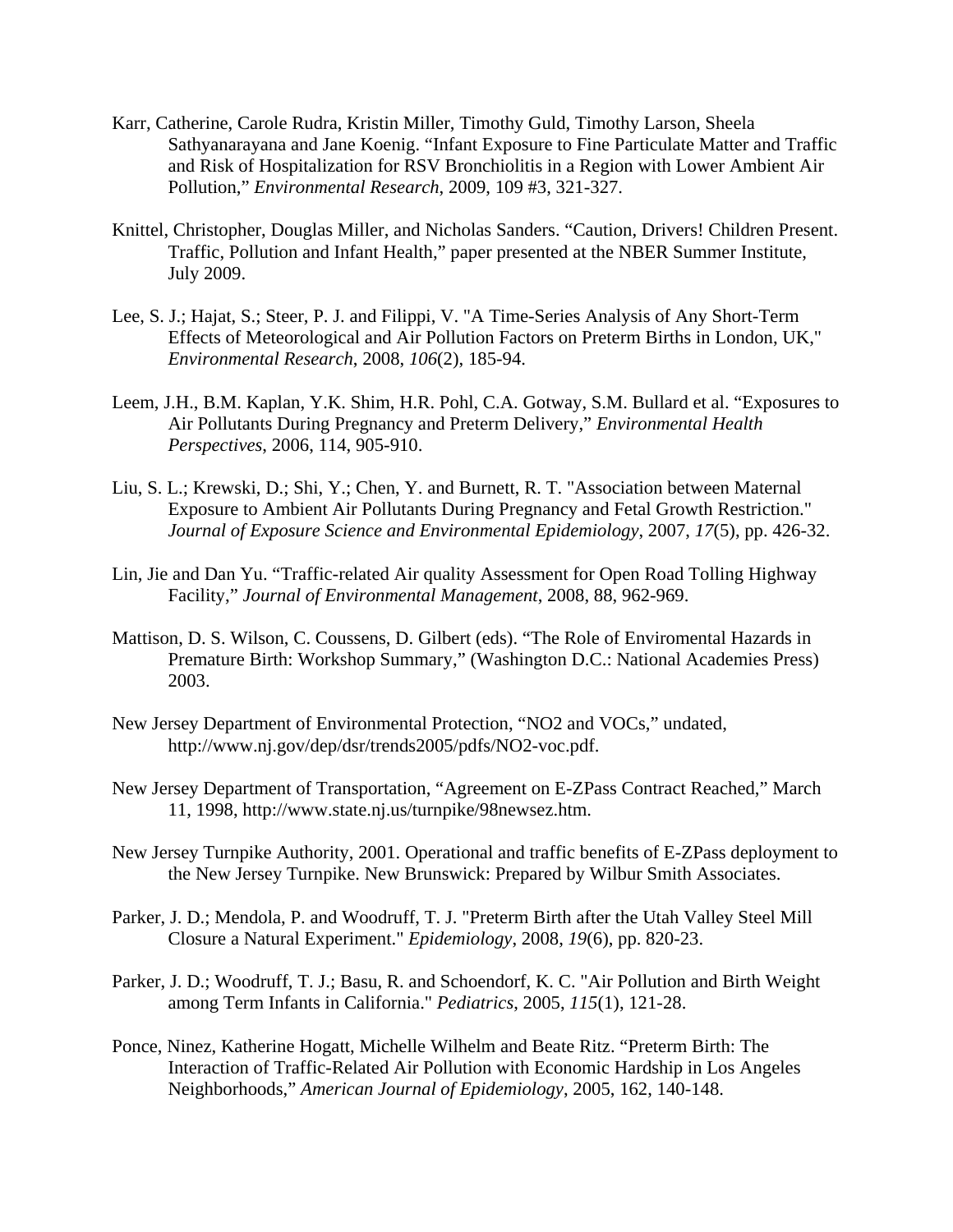Karr, Catherine, Carole Rudra, Kristin Miller, Timothy Guld, Timothy Larson, Sheela Sathyanarayana and Jane Koenig. "Infant Exposure to Fine Particulate Matter and Traffic and Risk of Hospitalization for RSV Bronchiolitis in a Region with Lower Ambient Air Pollution," *Environmental Research*, 2009, 109 #3, 321-327.

Knittel, Christopher, Douglas Miller, and Nicholas Sanders. "Caution, Drivers! Children Present. Traffic, Pollution and Infant Health," paper presented at the NBER Summer Institute, July 2009.

Lee, S. J.; Hajat, S.; Steer, P. J. and Filippi, V. "A Time-Series Analysis of Any Short-Term Effects of Meteorological and Air Pollution Factors on Preterm Births in London, UK," *Environmental Research*, 2008, *106*(2), 185-94.

Leem, J.H., B.M. Kaplan, Y.K. Shim, H.R. Pohl, C.A. Gotway, S.M. Bullard et al. "Exposures to Air Pollutants During Pregnancy and Preterm Delivery," *Environmental Health Perspectives*, 2006, 114, 905-910.

Liu, S. L.; Krewski, D.; Shi, Y.; Chen, Y. and Burnett, R. T. "Association between Maternal Exposure to Ambient Air Pollutants During Pregnancy and Fetal Growth Restriction." *Journal of Exposure Science and Environmental Epidemiology*, 2007, *17*(5), pp. 426-32.

Lin, Jie and Dan Yu. "Traffic-related Air quality Assessment for Open Road Tolling Highway Facility," *Journal of Environmental Management*, 2008, 88, 962-969.

Mattison, D. S. Wilson, C. Coussens, D. Gilbert (eds). "The Role of Enviromental Hazards in Premature Birth: Workshop Summary," (Washington D.C.: National Academies Press) 2003.

New Jersey Department of Environmental Protection, "NO2 and VOCs," undated, http://www.nj.gov/dep/dsr/trends2005/pdfs/NO2-voc.pdf.

New Jersey Department of Transportation, "Agreement on E-ZPass Contract Reached," March 11, 1998, http://www.state.nj.us/turnpike/98newsez.htm.

New Jersey Turnpike Authority, 2001. Operational and traffic benefits of E-ZPass deployment to the New Jersey Turnpike. New Brunswick: Prepared by Wilbur Smith Associates.

Parker, J. D.; Mendola, P. and Woodruff, T. J. "Preterm Birth after the Utah Valley Steel Mill Closure a Natural Experiment." *Epidemiology*, 2008, *19*(6), pp. 820-23.

Parker, J. D.; Woodruff, T. J.; Basu, R. and Schoendorf, K. C. "Air Pollution and Birth Weight among Term Infants in California." *Pediatrics*, 2005, *115*(1), 121-28.

Ponce, Ninez, Katherine Hogatt, Michelle Wilhelm and Beate Ritz. "Preterm Birth: The Interaction of Traffic-Related Air Pollution with Economic Hardship in Los Angeles Neighborhoods," *American Journal of Epidemiology*, 2005, 162, 140-148.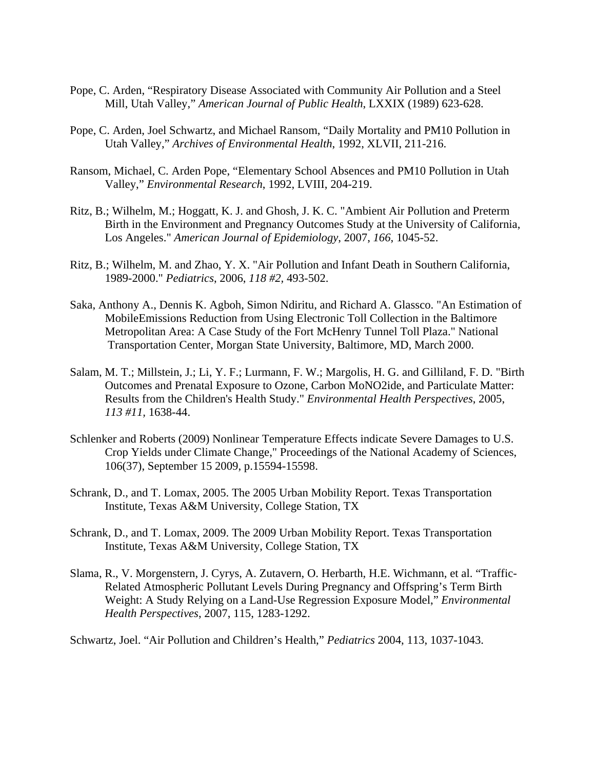Pope, C. Arden, "Respiratory Disease Associated with Community Air Pollution and a Steel Mill, Utah Valley," *American Journal of Public Health*, LXXIX (1989) 623-628.

Pope, C. Arden, Joel Schwartz, and Michael Ransom, "Daily Mortality and PM10 Pollution in Utah Valley," *Archives of Environmental Health*, 1992, XLVII, 211-216.

Ransom, Michael, C. Arden Pope, "Elementary School Absences and PM10 Pollution in Utah Valley," *Environmental Research*, 1992, LVIII, 204-219.

Ritz, B.; Wilhelm, M.; Hoggatt, K. J. and Ghosh, J. K. C. "Ambient Air Pollution and Preterm Birth in the Environment and Pregnancy Outcomes Study at the University of California, Los Angeles." *American Journal of Epidemiology*, 2007, *166*, 1045-52.

Ritz, B.; Wilhelm, M. and Zhao, Y. X. "Air Pollution and Infant Death in Southern California, 1989-2000." *Pediatrics*, 2006, *118 #2*, 493-502.

Saka, Anthony A., Dennis K. Agboh, Simon Ndiritu, and Richard A. Glassco. "An Estimation of MobileEmissions Reduction from Using Electronic Toll Collection in the Baltimore Metropolitan Area: A Case Study of the Fort McHenry Tunnel Toll Plaza." National Transportation Center, Morgan State University, Baltimore, MD, March 2000.

Salam, M. T.; Millstein, J.; Li, Y. F.; Lurmann, F. W.; Margolis, H. G. and Gilliland, F. D. "Birth Outcomes and Prenatal Exposure to Ozone, Carbon MoNO2ide, and Particulate Matter: Results from the Children's Health Study." *Environmental Health Perspectives*, 2005, *113 #11*, 1638-44.

Schlenker and Roberts (2009) Nonlinear Temperature Effects indicate Severe Damages to U.S. Crop Yields under Climate Change," Proceedings of the National Academy of Sciences, 106(37), September 15 2009, p.15594-15598.

Schrank, D., and T. Lomax, 2005. The 2005 Urban Mobility Report. Texas Transportation Institute, Texas A&M University, College Station, TX

Schrank, D., and T. Lomax, 2009. The 2009 Urban Mobility Report. Texas Transportation Institute, Texas A&M University, College Station, TX

Slama, R., V. Morgenstern, J. Cyrys, A. Zutavern, O. Herbarth, H.E. Wichmann, et al. "Traffic-Related Atmospheric Pollutant Levels During Pregnancy and Offspring's Term Birth Weight: A Study Relying on a Land-Use Regression Exposure Model," *Environmental Health Perspectives*, 2007, 115, 1283-1292.

Schwartz, Joel. "Air Pollution and Children's Health," *Pediatrics* 2004, 113, 1037-1043.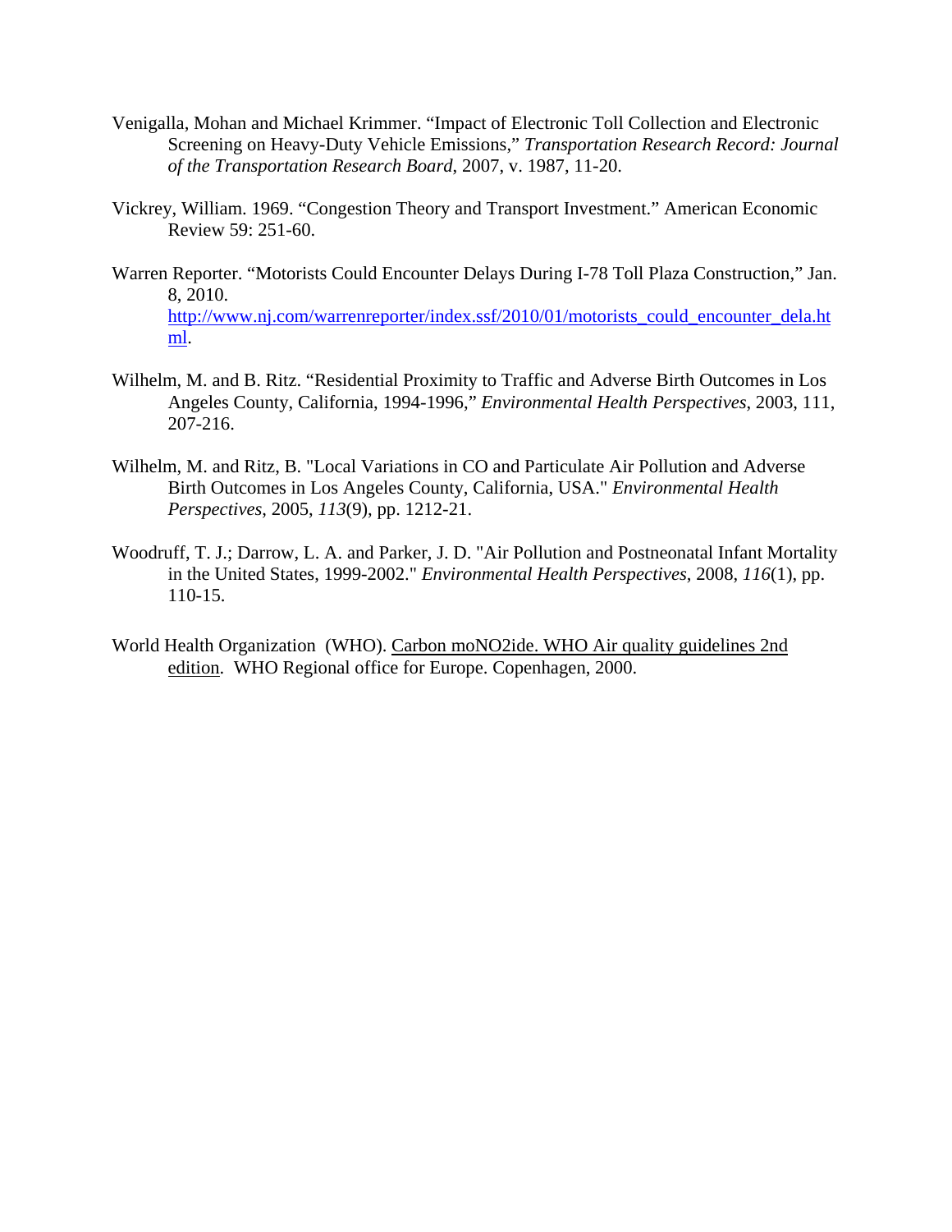Venigalla, Mohan and Michael Krimmer. "Impact of Electronic Toll Collection and Electronic Screening on Heavy-Duty Vehicle Emissions," *Transportation Research Record: Journal of the Transportation Research Board*, 2007, v. 1987, 11-20.

Vickrey, William. 1969. "Congestion Theory and Transport Investment." American Economic Review 59: 251-60.

Warren Reporter. "Motorists Could Encounter Delays During I-78 Toll Plaza Construction," Jan. 8, 2010. http://www.nj.com/warrenreporter/index.ssf/2010/01/motorists_could_encounter_dela.html.

Wilhelm, M. and B. Ritz. "Residential Proximity to Traffic and Adverse Birth Outcomes in Los Angeles County, California, 1994-1996," *Environmental Health Perspectives*, 2003, 111, 207-216.

Wilhelm, M. and Ritz, B. "Local Variations in CO and Particulate Air Pollution and Adverse Birth Outcomes in Los Angeles County, California, USA." *Environmental Health Perspectives*, 2005, *113*(9), pp. 1212-21.

Woodruff, T. J.; Darrow, L. A. and Parker, J. D. "Air Pollution and Postneonatal Infant Mortality in the United States, 1999-2002." *Environmental Health Perspectives*, 2008, *116*(1), pp. 110-15.

World Health Organization (WHO). Carbon moNO2ide. WHO Air quality guidelines 2nd edition. WHO Regional office for Europe. Copenhagen, 2000.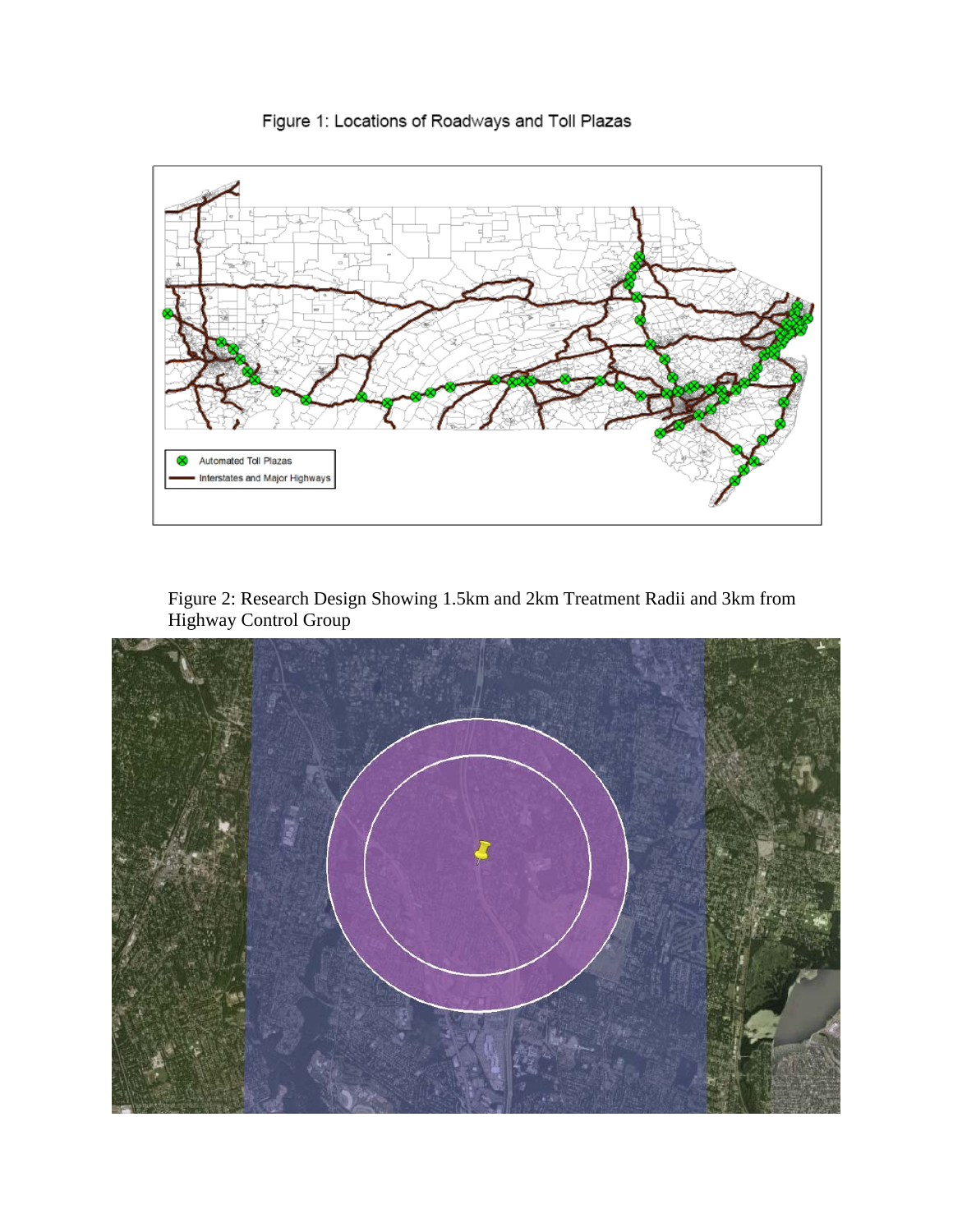Figure 1: Locations of Roadways and Toll Plazas

Figure 2: Research Design Showing 1.5km and 2km Treatment Radii and 3km from Highway Control Group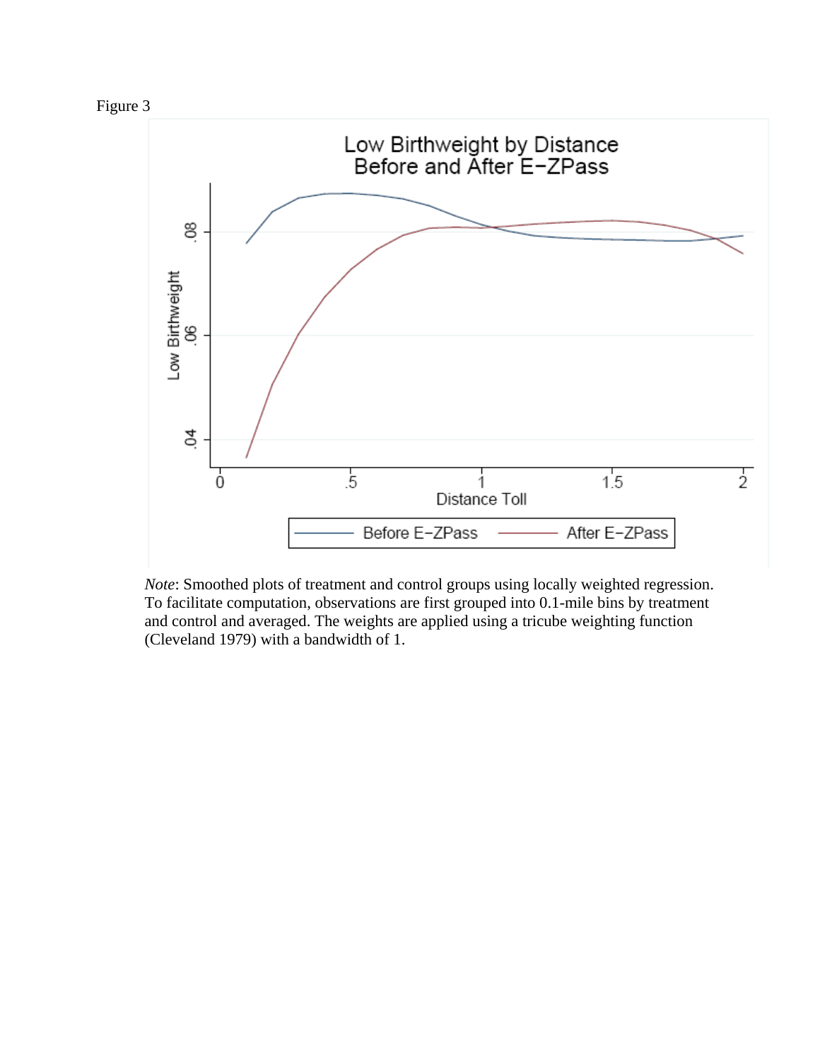Figure 3

*Note*: Smoothed plots of treatment and control groups using locally weighted regression. To facilitate computation, observations are first grouped into 0.1-mile bins by treatment and control and averaged. The weights are applied using a tricube weighting function (Cleveland 1979) with a bandwidth of 1.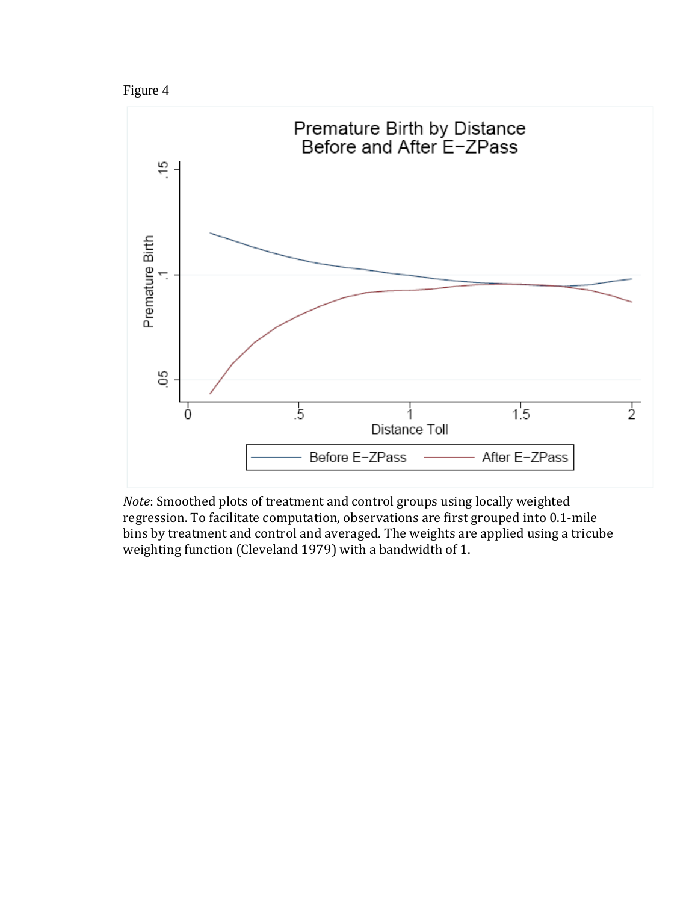Figure 4

Premature Birth by Distance
Before and After E-ZPass

*Note*: Smoothed plots of treatment and control groups using locally weighted regression. To facilitate computation, observations are first grouped into 0.1-mile bins by treatment and control and averaged. The weights are applied using a tricube weighting function (Cleveland 1979) with a bandwidth of 1.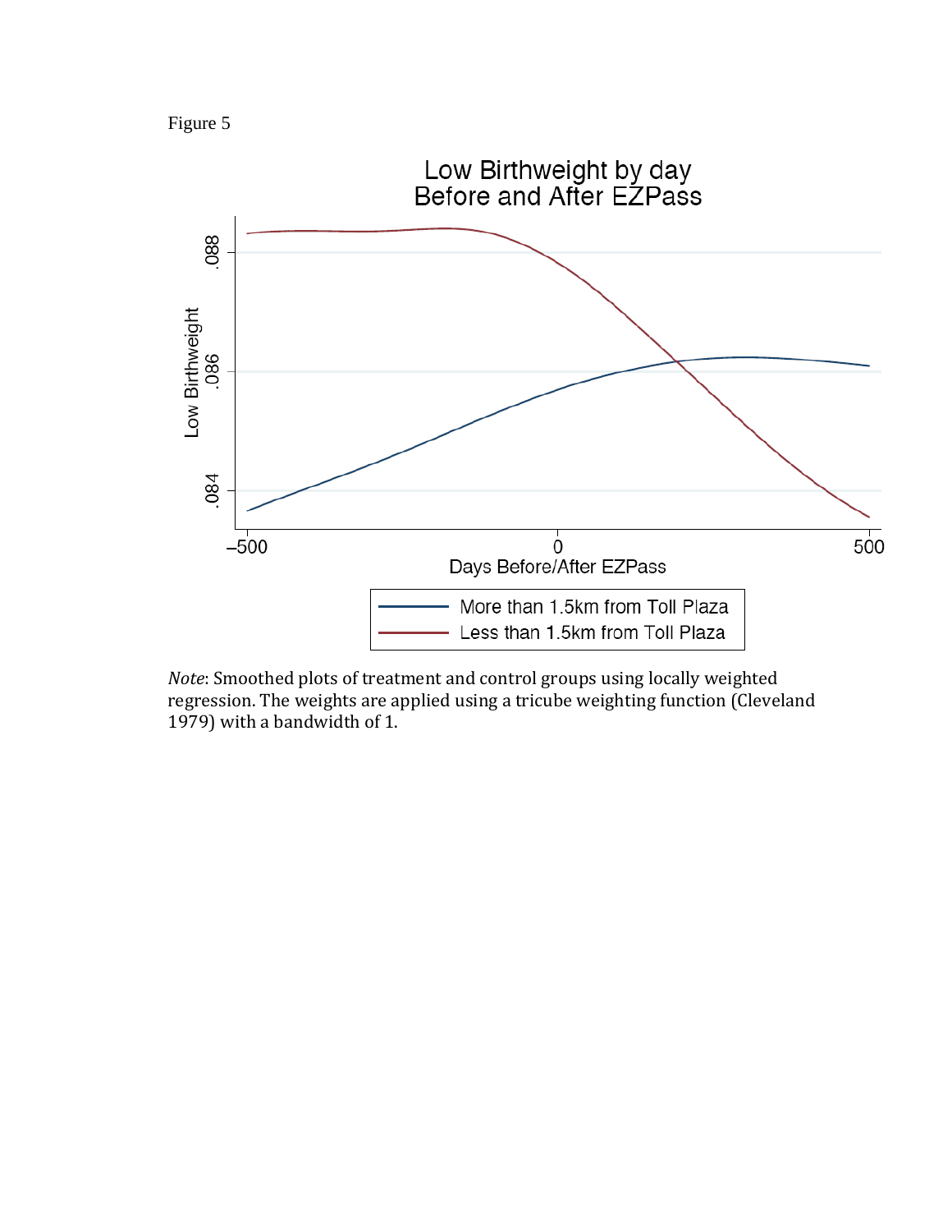Figure 5

Low Birthweight by day
Before and After EZPass

*Note*: Smoothed plots of treatment and control groups using locally weighted regression. The weights are applied using a tricube weighting function (Cleveland 1979) with a bandwidth of 1.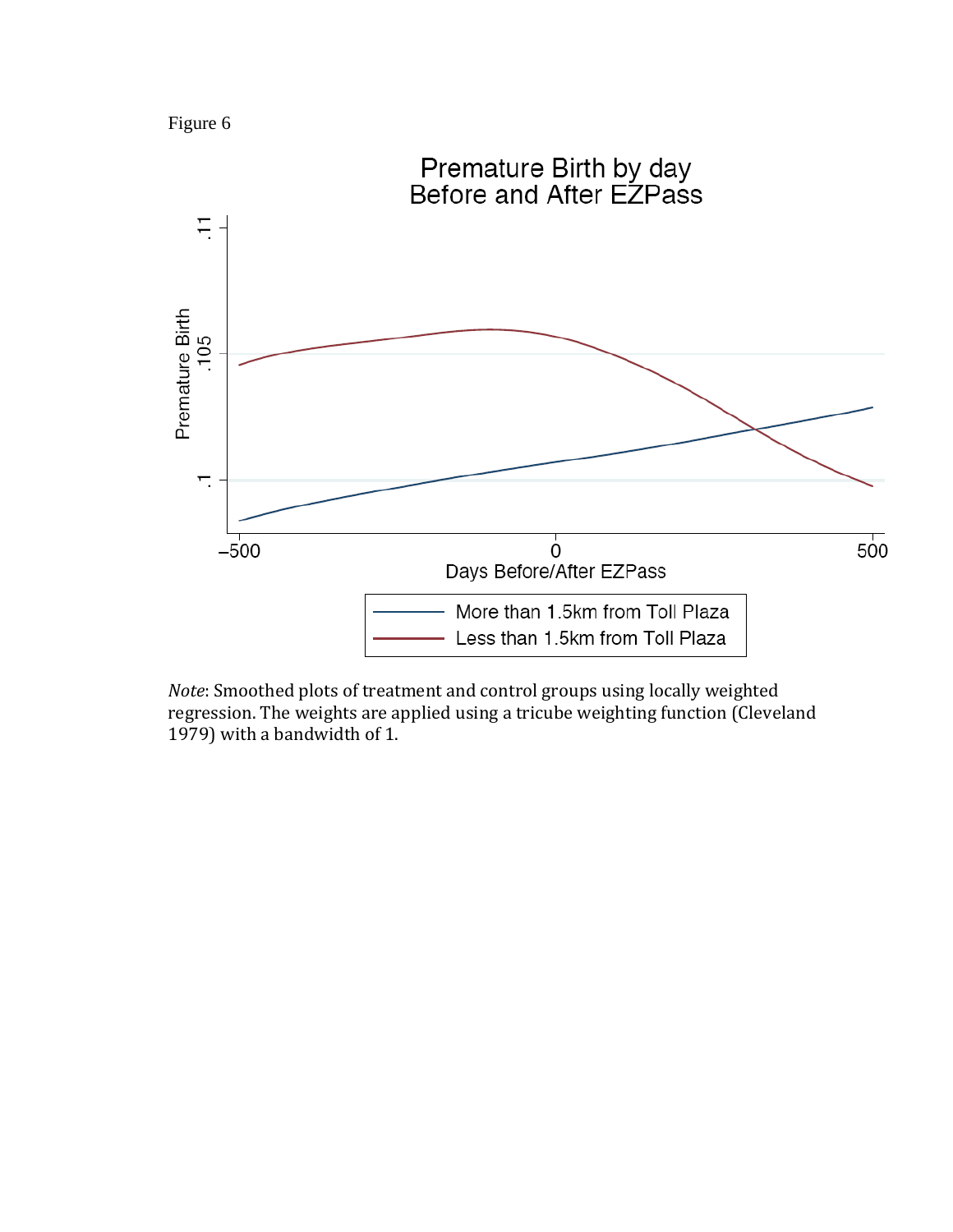Figure 6

Premature Birth by day
Before and After EZPass

Note: Smoothed plots of treatment and control groups using locally weighted regression. The weights are applied using a tricube weighting function (Cleveland 1979) with a bandwidth of 1.

Figure 6

*Note*: Smoothed plots of treatment and control groups using locally weighted regression. The weights are applied using a tricube weighting function (Cleveland 1979) with a bandwidth of 1.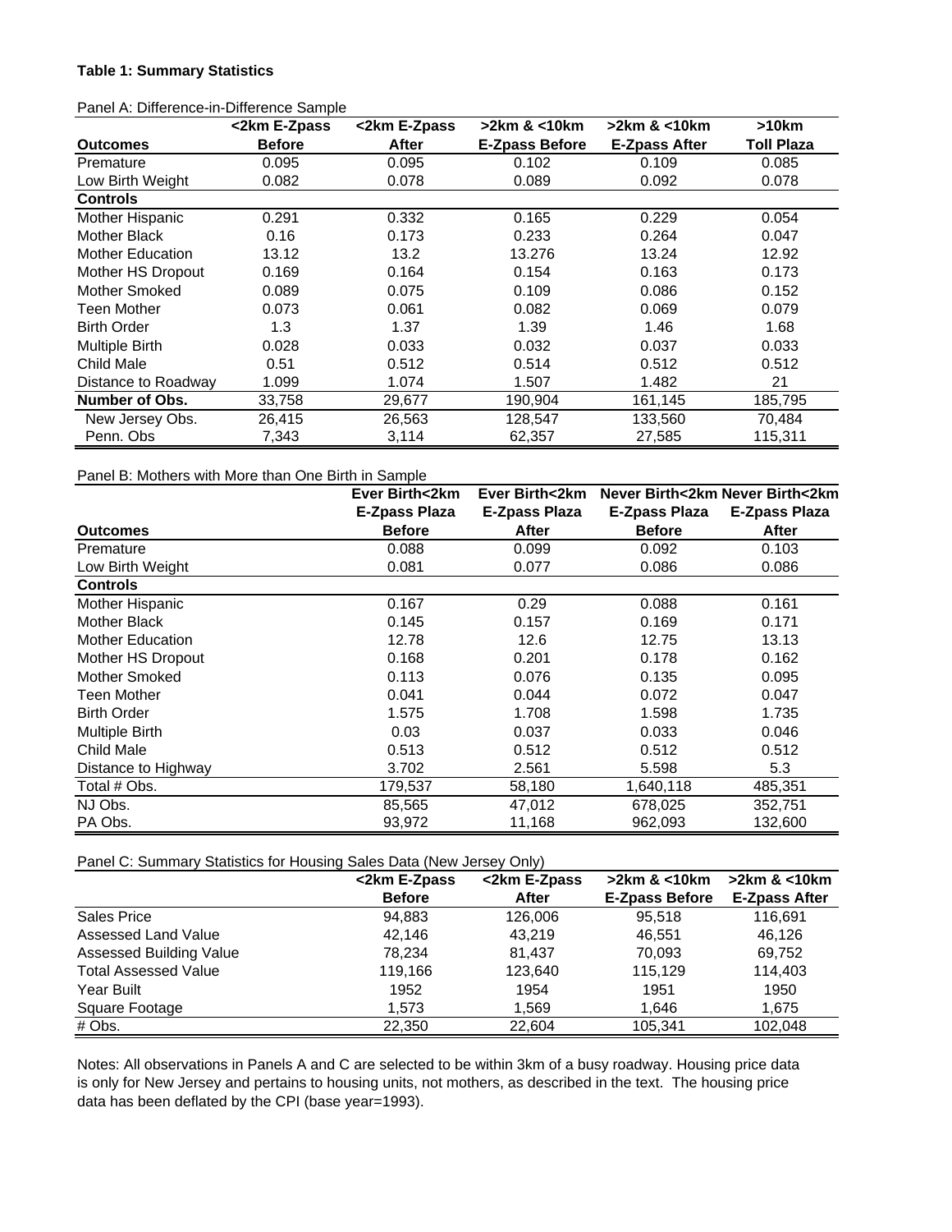**Table 1: Summary Statistics**

Panel A: Difference-in-Difference Sample

| Outcomes | <2km E-Zpass Before | <2km E-Zpass After | >2km & <10km E-Zpass Before | >2km & <10km E-Zpass After | >10km Toll Plaza |
|---|---|---|---|---|---|
| Premature | 0.095 | 0.095 | 0.102 | 0.109 | 0.085 |
| Low Birth Weight | 0.082 | 0.078 | 0.089 | 0.092 | 0.078 |
| **Controls** | | | | | |
| Mother Hispanic | 0.291 | 0.332 | 0.165 | 0.229 | 0.054 |
| Mother Black | 0.16 | 0.173 | 0.233 | 0.264 | 0.047 |
| Mother Education | 13.12 | 13.2 | 13.276 | 13.24 | 12.92 |
| Mother HS Dropout | 0.169 | 0.164 | 0.154 | 0.163 | 0.173 |
| Mother Smoked | 0.089 | 0.075 | 0.109 | 0.086 | 0.152 |
| Teen Mother | 0.073 | 0.061 | 0.082 | 0.069 | 0.079 |
| Birth Order | 1.3 | 1.37 | 1.39 | 1.46 | 1.68 |
| Multiple Birth | 0.028 | 0.033 | 0.032 | 0.037 | 0.033 |
| Child Male | 0.51 | 0.512 | 0.514 | 0.512 | 0.512 |
| Distance to Roadway | 1.099 | 1.074 | 1.507 | 1.482 | 21 |
| **Number of Obs.** | 33,758 | 29,677 | 190,904 | 161,145 | 185,795 |
| New Jersey Obs. | 26,415 | 26,563 | 128,547 | 133,560 | 70,484 |
| Penn. Obs | 7,343 | 3,114 | 62,357 | 27,585 | 115,311 |

Panel B: Mothers with More than One Birth in Sample

| Outcomes | Ever Birth<2km E-Zpass Plaza Before | Ever Birth<2km E-Zpass Plaza After | Never Birth<2km E-Zpass Plaza Before | Never Birth<2km E-Zpass Plaza After |
|---|---|---|---|---|
| Premature | 0.088 | 0.099 | 0.092 | 0.103 |
| Low Birth Weight | 0.081 | 0.077 | 0.086 | 0.086 |
| **Controls** | | | | |
| Mother Hispanic | 0.167 | 0.29 | 0.088 | 0.161 |
| Mother Black | 0.145 | 0.157 | 0.169 | 0.171 |
| Mother Education | 12.78 | 12.6 | 12.75 | 13.13 |
| Mother HS Dropout | 0.168 | 0.201 | 0.178 | 0.162 |
| Mother Smoked | 0.113 | 0.076 | 0.135 | 0.095 |
| Teen Mother | 0.041 | 0.044 | 0.072 | 0.047 |
| Birth Order | 1.575 | 1.708 | 1.598 | 1.735 |
| Multiple Birth | 0.03 | 0.037 | 0.033 | 0.046 |
| Child Male | 0.513 | 0.512 | 0.512 | 0.512 |
| Distance to Highway | 3.702 | 2.561 | 5.598 | 5.3 |
| Total # Obs. | 179,537 | 58,180 | 1,640,118 | 485,351 |
| NJ Obs. | 85,565 | 47,012 | 678,025 | 352,751 |
| PA Obs. | 93,972 | 11,168 | 962,093 | 132,600 |

Panel C: Summary Statistics for Housing Sales Data (New Jersey Only)

| | <2km E-Zpass Before | <2km E-Zpass After | >2km & <10km E-Zpass Before | >2km & <10km E-Zpass After |
|---|---|---|---|---|
| Sales Price | 94,883 | 126,006 | 95,518 | 116,691 |
| Assessed Land Value | 42,146 | 43,219 | 46,551 | 46,126 |
| Assessed Building Value | 78,234 | 81,437 | 70,093 | 69,752 |
| Total Assessed Value | 119,166 | 123,640 | 115,129 | 114,403 |
| Year Built | 1952 | 1954 | 1951 | 1950 |
| Square Footage | 1,573 | 1,569 | 1,646 | 1,675 |
| # Obs. | 22,350 | 22,604 | 105,341 | 102,048 |

Notes: All observations in Panels A and C are selected to be within 3km of a busy roadway. Housing price data is only for New Jersey and pertains to housing units, not mothers, as described in the text. The housing price data has been deflated by the CPI (base year=1993).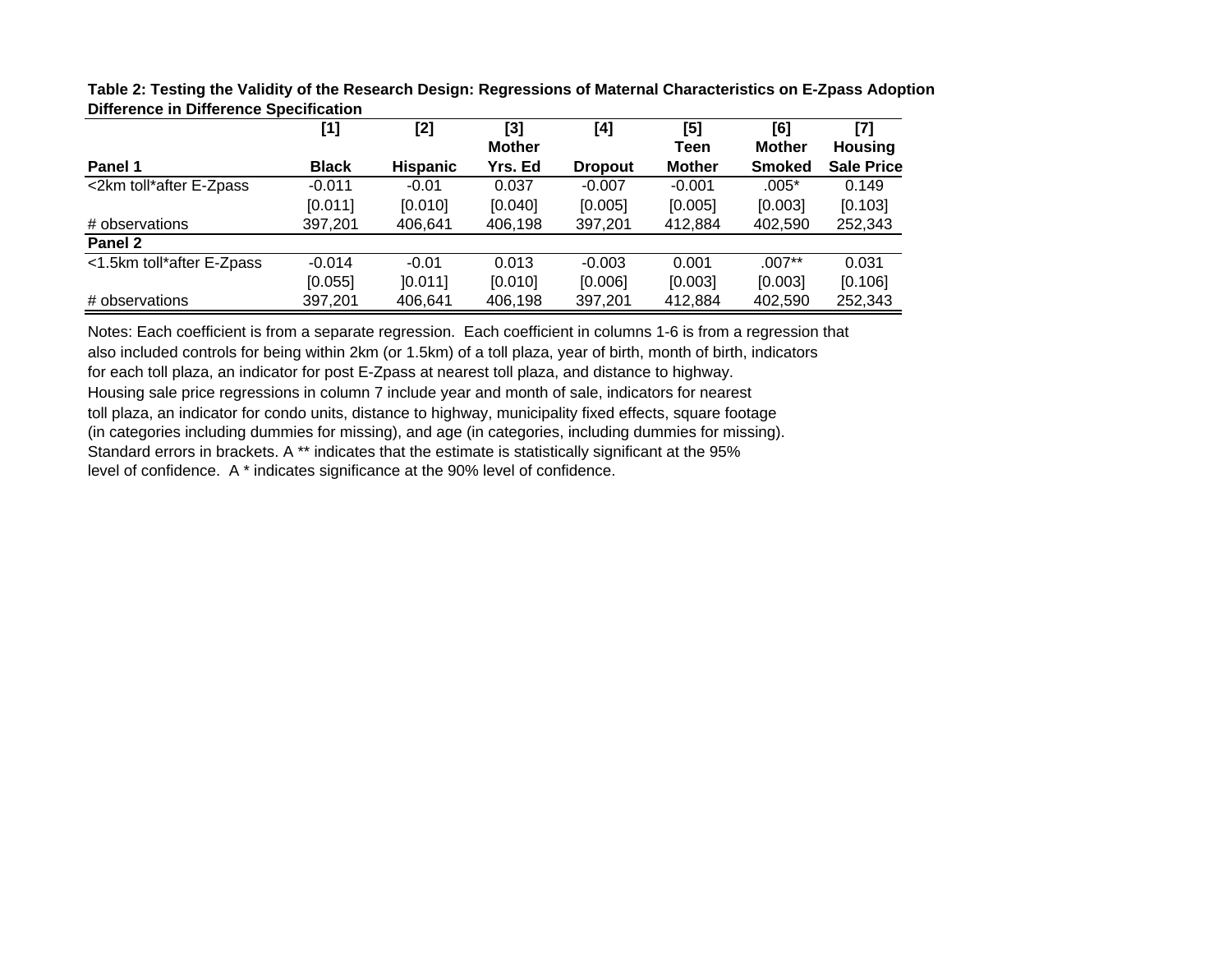**Table 2: Testing the Validity of the Research Design: Regressions of Maternal Characteristics on E-Zpass Adoption**
**Difference in Difference Specification**

| | [1] | [2] | [3] | [4] | [5] | [6] | [7] |
|---|---|---|---|---|---|---|---|
| | | | **Mother** | | **Teen** | **Mother** | **Housing** |
| **Panel 1** | **Black** | **Hispanic** | **Yrs. Ed** | **Dropout** | **Mother** | **Smoked** | **Sale Price** |
| <2km toll*after E-Zpass | -0.011 | -0.01 | 0.037 | -0.007 | -0.001 | .005* | 0.149 |
| | [0.011] | [0.010] | [0.040] | [0.005] | [0.005] | [0.003] | [0.103] |
| # observations | 397,201 | 406,641 | 406,198 | 397,201 | 412,884 | 402,590 | 252,343 |
| **Panel 2** | | | | | | | |
| <1.5km toll*after E-Zpass | -0.014 | -0.01 | 0.013 | -0.003 | 0.001 | .007** | 0.031 |
| | [0.055] | ]0.011] | [0.010] | [0.006] | [0.003] | [0.003] | [0.106] |
| # observations | 397,201 | 406,641 | 406,198 | 397,201 | 412,884 | 402,590 | 252,343 |

Notes: Each coefficient is from a separate regression. Each coefficient in columns 1-6 is from a regression that also included controls for being within 2km (or 1.5km) of a toll plaza, year of birth, month of birth, indicators for each toll plaza, an indicator for post E-Zpass at nearest toll plaza, and distance to highway. Housing sale price regressions in column 7 include year and month of sale, indicators for nearest toll plaza, an indicator for condo units, distance to highway, municipality fixed effects, square footage (in categories including dummies for missing), and age (in categories, including dummies for missing). Standard errors in brackets. A ** indicates that the estimate is statistically significant at the 95% level of confidence. A * indicates significance at the 90% level of confidence.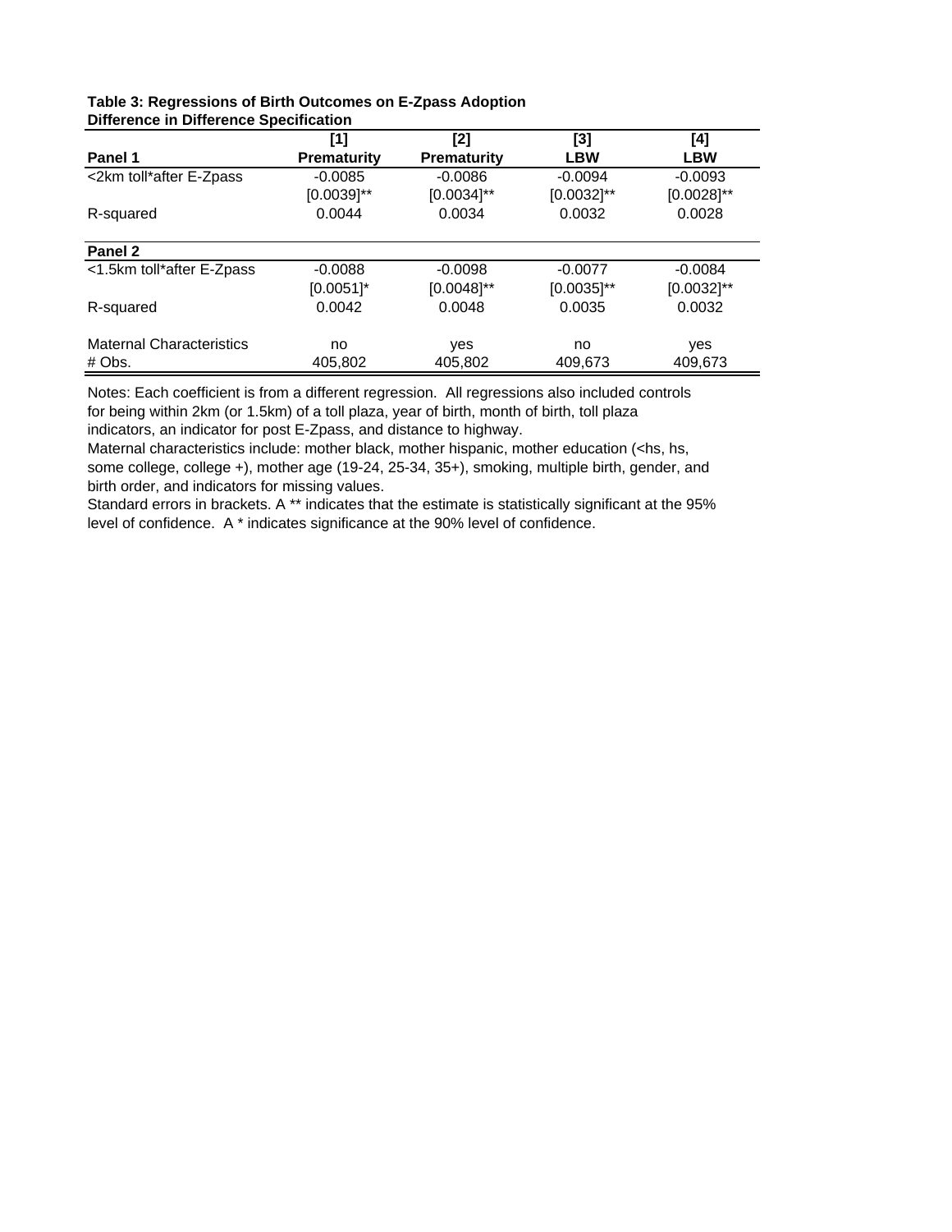**Table 3: Regressions of Birth Outcomes on E-Zpass Adoption**
**Difference in Difference Specification**

| | [1] | [2] | [3] | [4] |
|---|---|---|---|---|
| **Panel 1** | **Prematurity** | **Prematurity** | **LBW** | **LBW** |
| <2km toll*after E-Zpass | -0.0085 | -0.0086 | -0.0094 | -0.0093 |
| | [0.0039]** | [0.0034]** | [0.0032]** | [0.0028]** |
| R-squared | 0.0044 | 0.0034 | 0.0032 | 0.0028 |
| **Panel 2** | | | | |
| <1.5km toll*after E-Zpass | -0.0088 | -0.0098 | -0.0077 | -0.0084 |
| | [0.0051]* | [0.0048]** | [0.0035]** | [0.0032]** |
| R-squared | 0.0042 | 0.0048 | 0.0035 | 0.0032 |
| Maternal Characteristics | no | yes | no | yes |
| # Obs. | 405,802 | 405,802 | 409,673 | 409,673 |

Notes: Each coefficient is from a different regression. All regressions also included controls for being within 2km (or 1.5km) of a toll plaza, year of birth, month of birth, toll plaza indicators, an indicator for post E-Zpass, and distance to highway.
Maternal characteristics include: mother black, mother hispanic, mother education (<hs, hs, some college, college +), mother age (19-24, 25-34, 35+), smoking, multiple birth, gender, and birth order, and indicators for missing values.
Standard errors in brackets. A ** indicates that the estimate is statistically significant at the 95% level of confidence. A * indicates significance at the 90% level of confidence.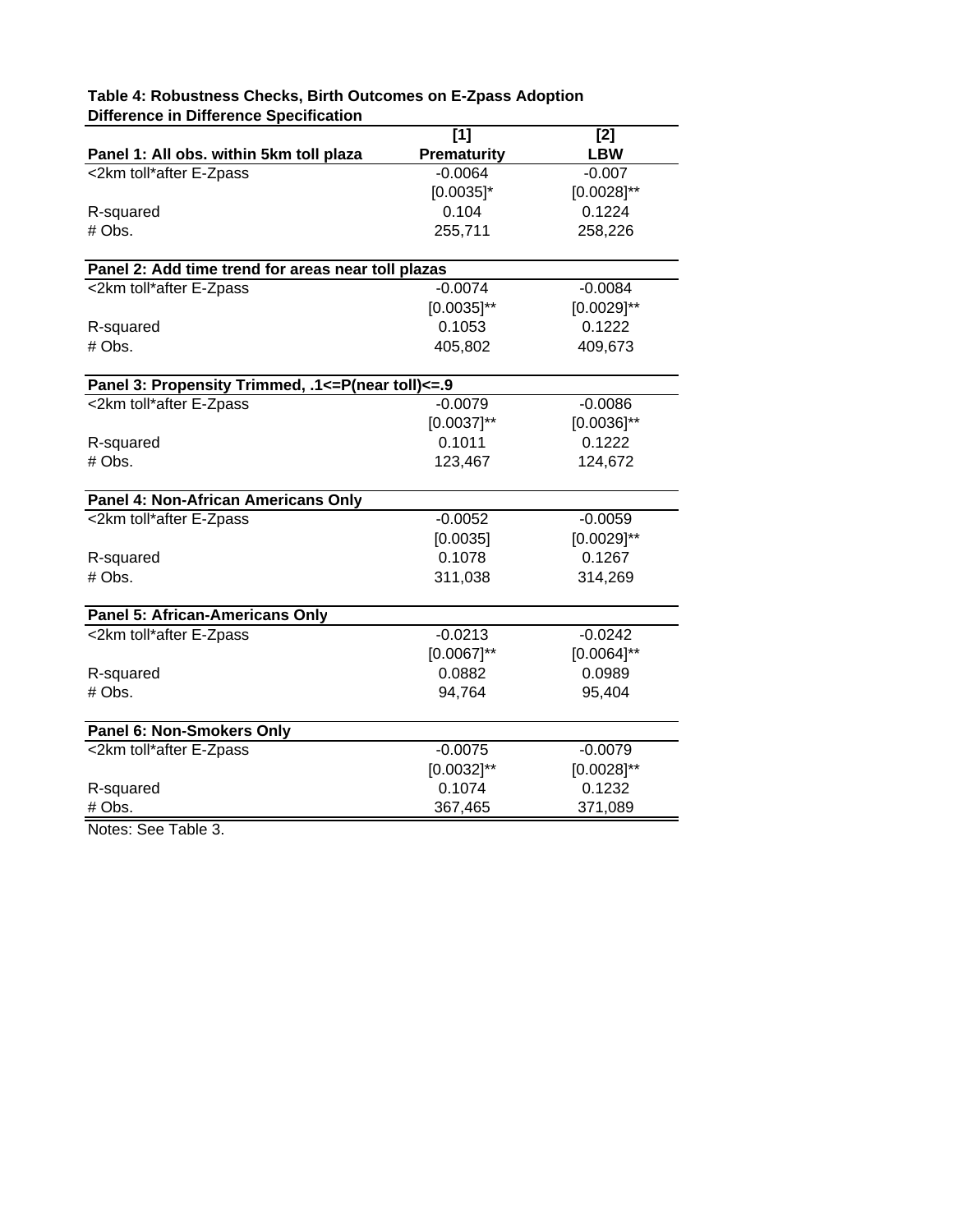**Table 4: Robustness Checks, Birth Outcomes on E-Zpass Adoption**
**Difference in Difference Specification**

| | [1] | [2] |
|---|---|---|
| **Panel 1: All obs. within 5km toll plaza** | **Prematurity** | **LBW** |
| <2km toll*after E-Zpass | -0.0064 | -0.007 |
| | [0.0035]* | [0.0028]** |
| R-squared | 0.104 | 0.1224 |
| # Obs. | 255,711 | 258,226 |
| **Panel 2: Add time trend for areas near toll plazas** | | |
| <2km toll*after E-Zpass | -0.0074 | -0.0084 |
| | [0.0035]** | [0.0029]** |
| R-squared | 0.1053 | 0.1222 |
| # Obs. | 405,802 | 409,673 |
| **Panel 3: Propensity Trimmed, .1<=P(near toll)<=.9** | | |
| <2km toll*after E-Zpass | -0.0079 | -0.0086 |
| | [0.0037]** | [0.0036]** |
| R-squared | 0.1011 | 0.1222 |
| # Obs. | 123,467 | 124,672 |
| **Panel 4: Non-African Americans Only** | | |
| <2km toll*after E-Zpass | -0.0052 | -0.0059 |
| | [0.0035] | [0.0029]** |
| R-squared | 0.1078 | 0.1267 |
| # Obs. | 311,038 | 314,269 |
| **Panel 5: African-Americans Only** | | |
| <2km toll*after E-Zpass | -0.0213 | -0.0242 |
| | [0.0067]** | [0.0064]** |
| R-squared | 0.0882 | 0.0989 |
| # Obs. | 94,764 | 95,404 |
| **Panel 6: Non-Smokers Only** | | |
| <2km toll*after E-Zpass | -0.0075 | -0.0079 |
| | [0.0032]** | [0.0028]** |
| R-squared | 0.1074 | 0.1232 |
| # Obs. | 367,465 | 371,089 |

Notes: See Table 3.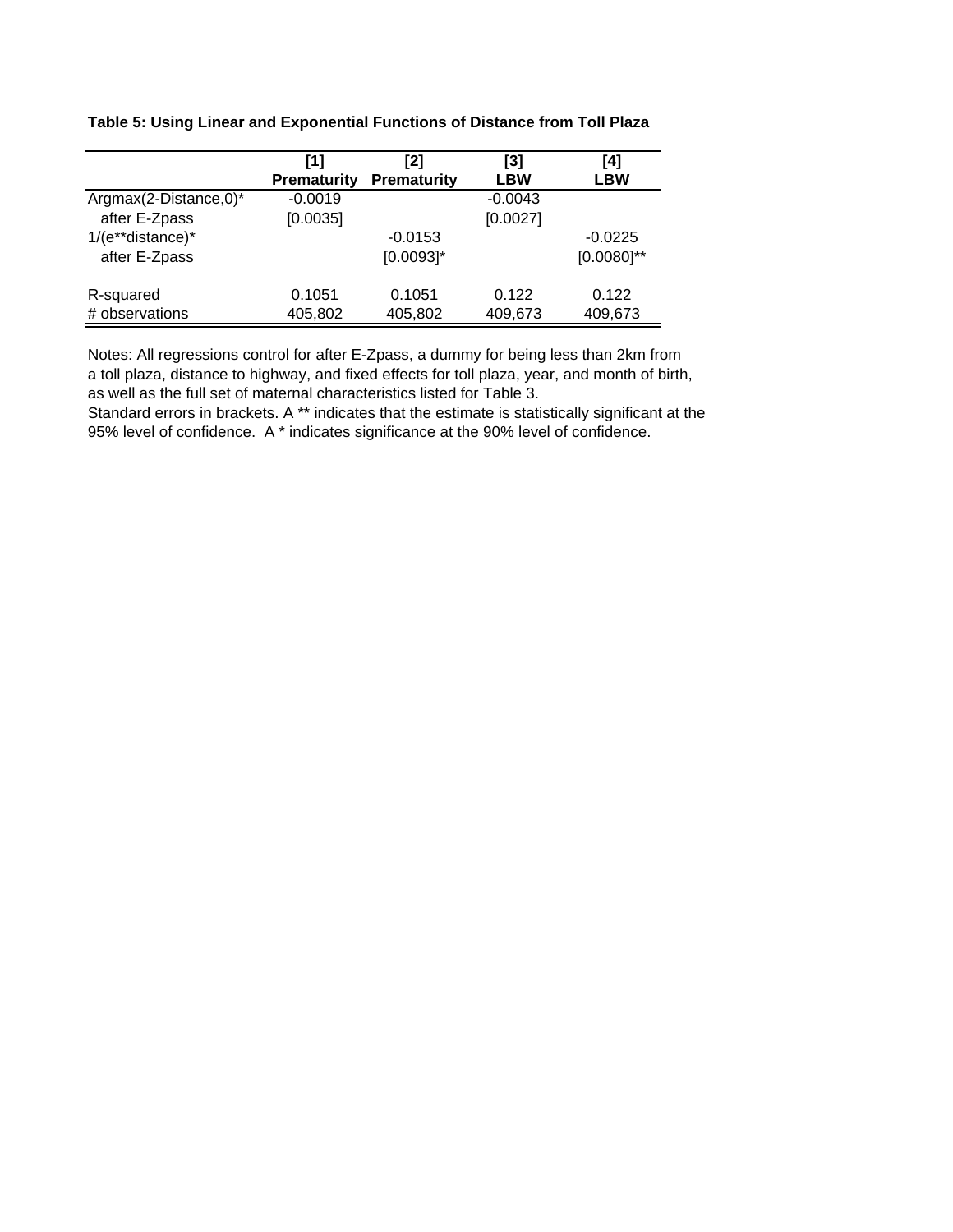**Table 5: Using Linear and Exponential Functions of Distance from Toll Plaza**

| | [1] Prematurity | [2] Prematurity | [3] LBW | [4] LBW |
|---|---|---|---|---|
| Argmax(2-Distance,0)* | -0.0019 | | -0.0043 | |
| after E-Zpass | [0.0035] | | [0.0027] | |
| 1/(e**distance)* | | -0.0153 | | -0.0225 |
| after E-Zpass | | [0.0093]* | | [0.0080]** |
| | | | | |
| R-squared | 0.1051 | 0.1051 | 0.122 | 0.122 |
| # observations | 405,802 | 405,802 | 409,673 | 409,673 |

Notes: All regressions control for after E-Zpass, a dummy for being less than 2km from a toll plaza, distance to highway, and fixed effects for toll plaza, year, and month of birth, as well as the full set of maternal characteristics listed for Table 3.
Standard errors in brackets. A ** indicates that the estimate is statistically significant at the 95% level of confidence. A * indicates significance at the 90% level of confidence.